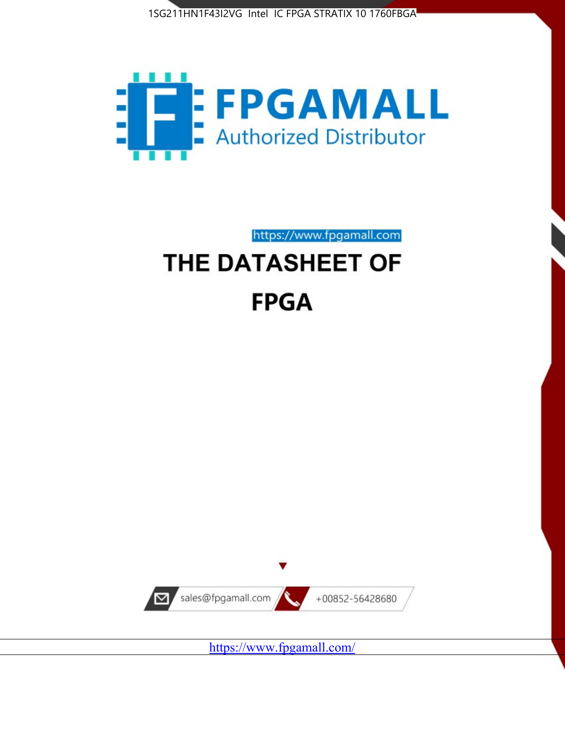1SG211HN1F43I2VG Intel IC FPGA STRATIX 10 1760FBGA

FPGAMALL

Authorized Distributor

https://www.fpgamall.com

# THE DATASHEET OF

# FPGA

sales@fpgamall.com

+00852-56428680

https://www.fpgamall.com/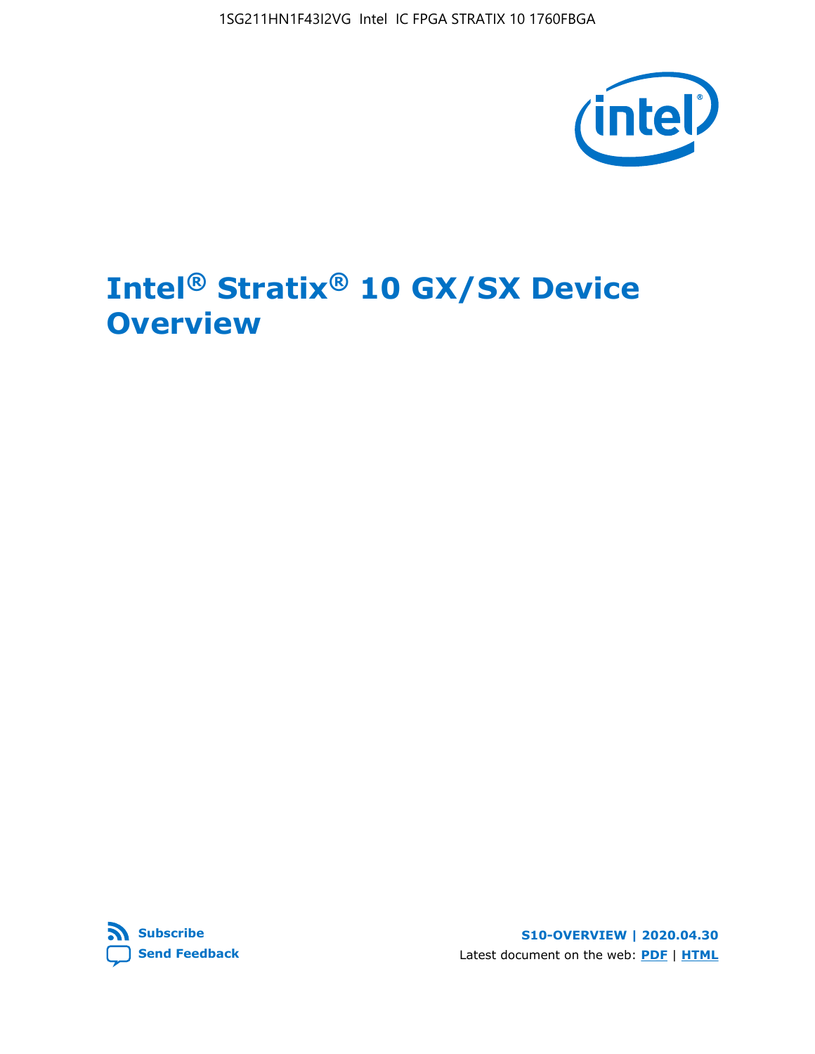# Intel® Stratix® 10 GX/SX Device Overview

Subscribe

Send Feedback

S10-OVERVIEW | 2020.04.30

Latest document on the web: PDF | HTML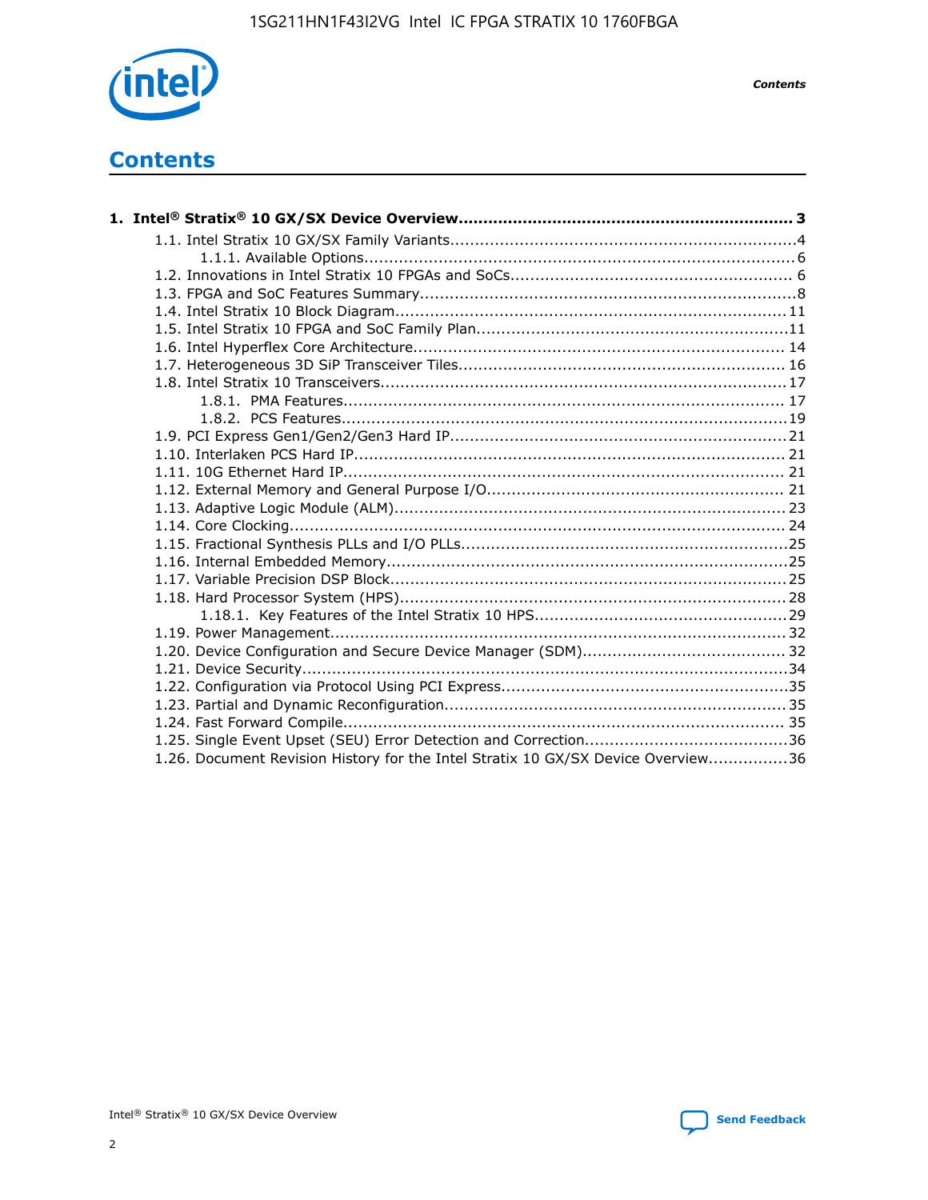# Contents

**1. Intel® Stratix® 10 GX/SX Device Overview................................................................. 3**

- 1.1. Intel Stratix 10 GX/SX Family Variants.....................................................................4
  - 1.1.1. Available Options......................................................................................6
- 1.2. Innovations in Intel Stratix 10 FPGAs and SoCs........................................................ 6
- 1.3. FPGA and SoC Features Summary...........................................................................8
- 1.4. Intel Stratix 10 Block Diagram...............................................................................11
- 1.5. Intel Stratix 10 FPGA and SoC Family Plan..............................................................11
- 1.6. Intel Hyperflex Core Architecture.......................................................................... 14
- 1.7. Heterogeneous 3D SiP Transceiver Tiles................................................................. 16
- 1.8. Intel Stratix 10 Transceivers.................................................................................17
  - 1.8.1. PMA Features........................................................................................ 17
  - 1.8.2. PCS Features.........................................................................................19
- 1.9. PCI Express Gen1/Gen2/Gen3 Hard IP...................................................................21
- 1.10. Interlaken PCS Hard IP...................................................................................... 21
- 1.11. 10G Ethernet Hard IP........................................................................................ 21
- 1.12. External Memory and General Purpose I/O........................................................... 21
- 1.13. Adaptive Logic Module (ALM).............................................................................. 23
- 1.14. Core Clocking................................................................................................... 24
- 1.15. Fractional Synthesis PLLs and I/O PLLs.................................................................25
- 1.16. Internal Embedded Memory................................................................................25
- 1.17. Variable Precision DSP Block...............................................................................25
- 1.18. Hard Processor System (HPS).............................................................................28
  - 1.18.1. Key Features of the Intel Stratix 10 HPS..................................................29
- 1.19. Power Management.......................................................................................... 32
- 1.20. Device Configuration and Secure Device Manager (SDM)........................................ 32
- 1.21. Device Security.................................................................................................34
- 1.22. Configuration via Protocol Using PCI Express.........................................................35
- 1.23. Partial and Dynamic Reconfiguration.................................................................... 35
- 1.24. Fast Forward Compile........................................................................................ 35
- 1.25. Single Event Upset (SEU) Error Detection and Correction........................................36
- 1.26. Document Revision History for the Intel Stratix 10 GX/SX Device Overview................36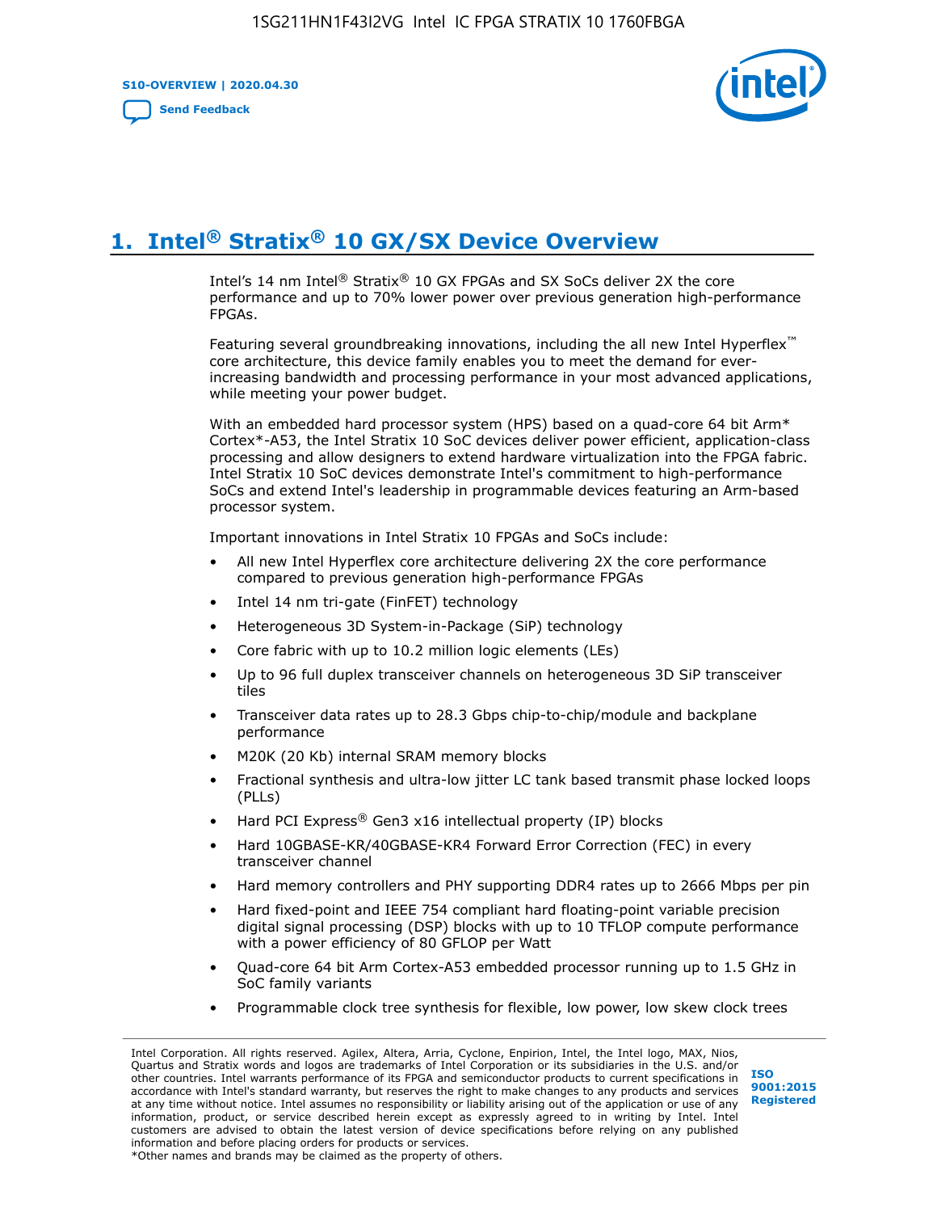# 1. Intel® Stratix® 10 GX/SX Device Overview

Intel's 14 nm Intel® Stratix® 10 GX FPGAs and SX SoCs deliver 2X the core performance and up to 70% lower power over previous generation high-performance FPGAs.

Featuring several groundbreaking innovations, including the all new Intel Hyperflex™ core architecture, this device family enables you to meet the demand for ever-increasing bandwidth and processing performance in your most advanced applications, while meeting your power budget.

With an embedded hard processor system (HPS) based on a quad-core 64 bit Arm* Cortex*-A53, the Intel Stratix 10 SoC devices deliver power efficient, application-class processing and allow designers to extend hardware virtualization into the FPGA fabric. Intel Stratix 10 SoC devices demonstrate Intel's commitment to high-performance SoCs and extend Intel's leadership in programmable devices featuring an Arm-based processor system.

Important innovations in Intel Stratix 10 FPGAs and SoCs include:

- All new Intel Hyperflex core architecture delivering 2X the core performance compared to previous generation high-performance FPGAs
- Intel 14 nm tri-gate (FinFET) technology
- Heterogeneous 3D System-in-Package (SiP) technology
- Core fabric with up to 10.2 million logic elements (LEs)
- Up to 96 full duplex transceiver channels on heterogeneous 3D SiP transceiver tiles
- Transceiver data rates up to 28.3 Gbps chip-to-chip/module and backplane performance
- M20K (20 Kb) internal SRAM memory blocks
- Fractional synthesis and ultra-low jitter LC tank based transmit phase locked loops (PLLs)
- Hard PCI Express® Gen3 x16 intellectual property (IP) blocks
- Hard 10GBASE-KR/40GBASE-KR4 Forward Error Correction (FEC) in every transceiver channel
- Hard memory controllers and PHY supporting DDR4 rates up to 2666 Mbps per pin
- Hard fixed-point and IEEE 754 compliant hard floating-point variable precision digital signal processing (DSP) blocks with up to 10 TFLOP compute performance with a power efficiency of 80 GFLOP per Watt
- Quad-core 64 bit Arm Cortex-A53 embedded processor running up to 1.5 GHz in SoC family variants
- Programmable clock tree synthesis for flexible, low power, low skew clock trees

Intel Corporation. All rights reserved. Agilex, Altera, Arria, Cyclone, Enpirion, Intel, the Intel logo, MAX, Nios, Quartus and Stratix words and logos are trademarks of Intel Corporation or its subsidiaries in the U.S. and/or other countries. Intel warrants performance of its FPGA and semiconductor products to current specifications in accordance with Intel's standard warranty, but reserves the right to make changes to any products and services at any time without notice. Intel assumes no responsibility or liability arising out of the application or use of any information, product, or service described herein except as expressly agreed to in writing by Intel. Intel customers are advised to obtain the latest version of device specifications before relying on any published information and before placing orders for products or services.
*Other names and brands may be claimed as the property of others.

ISO 9001:2015 Registered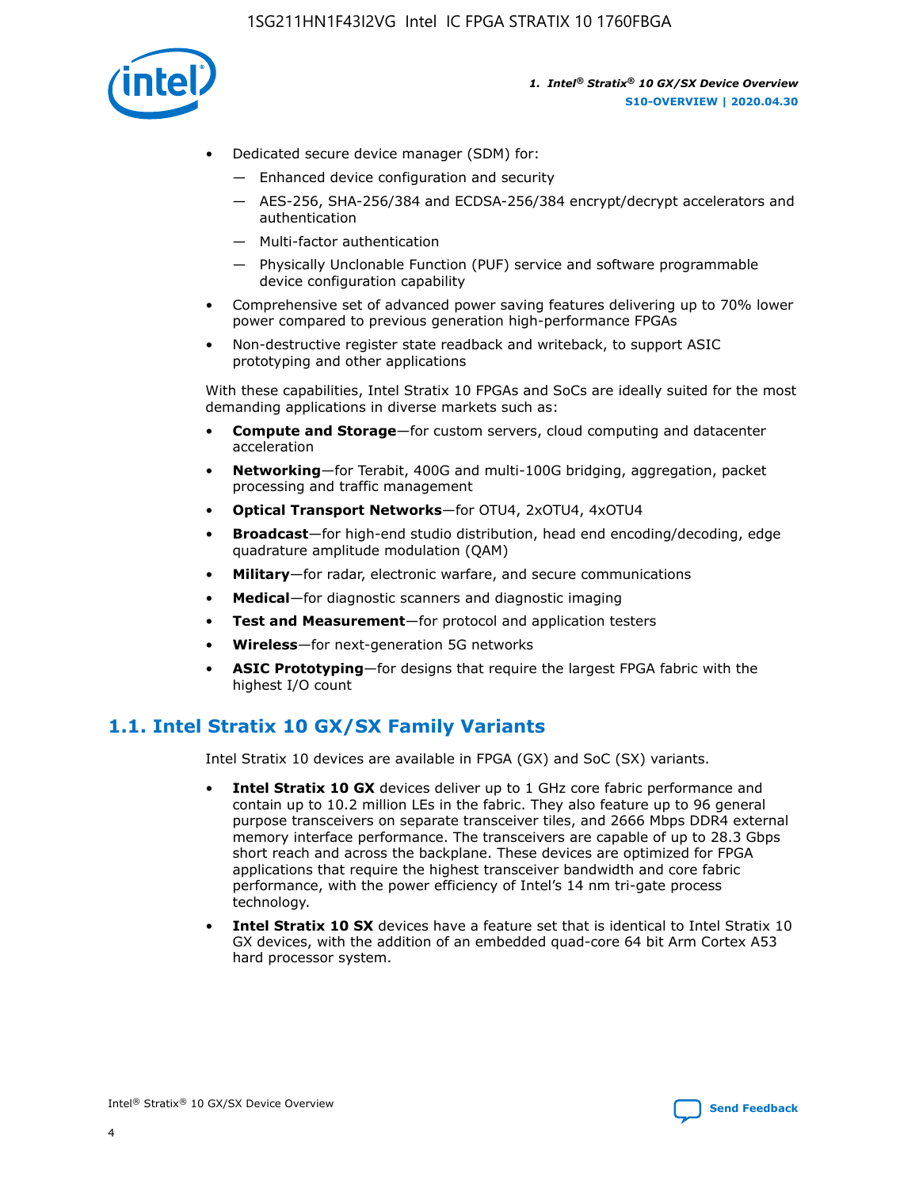- Dedicated secure device manager (SDM) for:
  - — Enhanced device configuration and security
  - — AES-256, SHA-256/384 and ECDSA-256/384 encrypt/decrypt accelerators and authentication
  - — Multi-factor authentication
  - — Physically Unclonable Function (PUF) service and software programmable device configuration capability
- Comprehensive set of advanced power saving features delivering up to 70% lower power compared to previous generation high-performance FPGAs
- Non-destructive register state readback and writeback, to support ASIC prototyping and other applications

With these capabilities, Intel Stratix 10 FPGAs and SoCs are ideally suited for the most demanding applications in diverse markets such as:

- **Compute and Storage**—for custom servers, cloud computing and datacenter acceleration
- **Networking**—for Terabit, 400G and multi-100G bridging, aggregation, packet processing and traffic management
- **Optical Transport Networks**—for OTU4, 2xOTU4, 4xOTU4
- **Broadcast**—for high-end studio distribution, head end encoding/decoding, edge quadrature amplitude modulation (QAM)
- **Military**—for radar, electronic warfare, and secure communications
- **Medical**—for diagnostic scanners and diagnostic imaging
- **Test and Measurement**—for protocol and application testers
- **Wireless**—for next-generation 5G networks
- **ASIC Prototyping**—for designs that require the largest FPGA fabric with the highest I/O count

## 1.1. Intel Stratix 10 GX/SX Family Variants

Intel Stratix 10 devices are available in FPGA (GX) and SoC (SX) variants.

- **Intel Stratix 10 GX** devices deliver up to 1 GHz core fabric performance and contain up to 10.2 million LEs in the fabric. They also feature up to 96 general purpose transceivers on separate transceiver tiles, and 2666 Mbps DDR4 external memory interface performance. The transceivers are capable of up to 28.3 Gbps short reach and across the backplane. These devices are optimized for FPGA applications that require the highest transceiver bandwidth and core fabric performance, with the power efficiency of Intel's 14 nm tri-gate process technology.
- **Intel Stratix 10 SX** devices have a feature set that is identical to Intel Stratix 10 GX devices, with the addition of an embedded quad-core 64 bit Arm Cortex A53 hard processor system.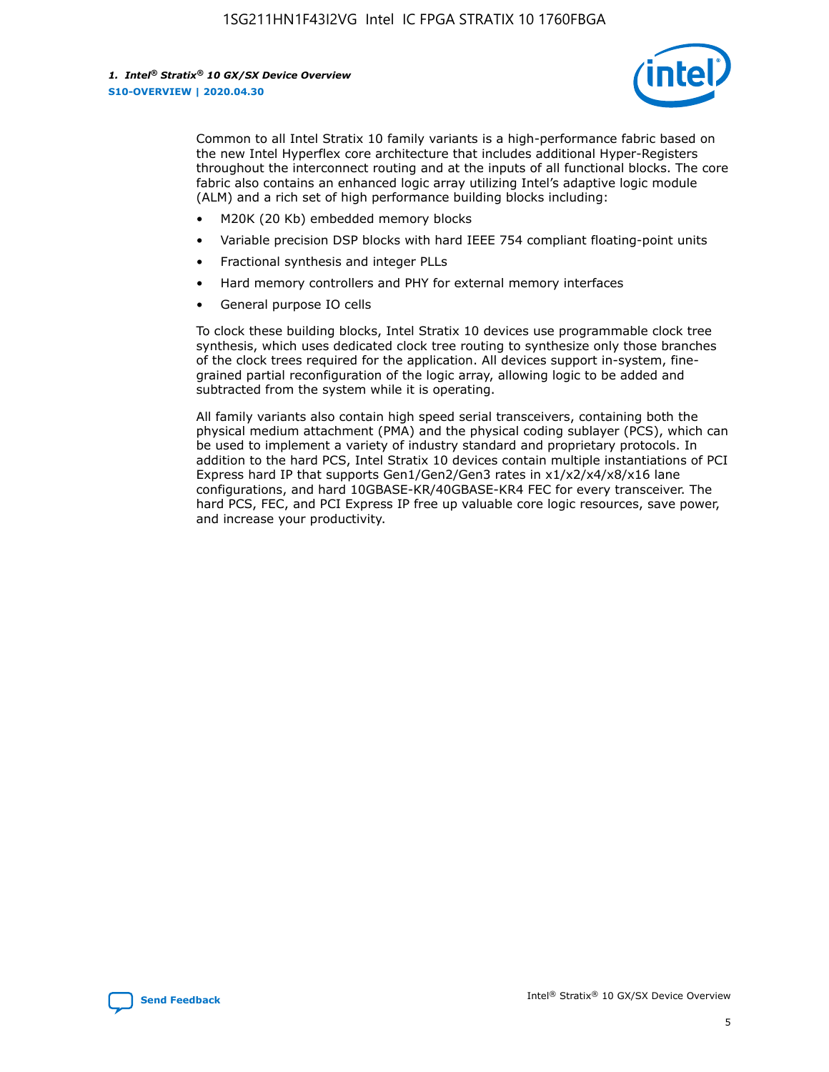Common to all Intel Stratix 10 family variants is a high-performance fabric based on the new Intel Hyperflex core architecture that includes additional Hyper-Registers throughout the interconnect routing and at the inputs of all functional blocks. The core fabric also contains an enhanced logic array utilizing Intel's adaptive logic module (ALM) and a rich set of high performance building blocks including:

- M20K (20 Kb) embedded memory blocks
- Variable precision DSP blocks with hard IEEE 754 compliant floating-point units
- Fractional synthesis and integer PLLs
- Hard memory controllers and PHY for external memory interfaces
- General purpose IO cells

To clock these building blocks, Intel Stratix 10 devices use programmable clock tree synthesis, which uses dedicated clock tree routing to synthesize only those branches of the clock trees required for the application. All devices support in-system, fine-grained partial reconfiguration of the logic array, allowing logic to be added and subtracted from the system while it is operating.

All family variants also contain high speed serial transceivers, containing both the physical medium attachment (PMA) and the physical coding sublayer (PCS), which can be used to implement a variety of industry standard and proprietary protocols. In addition to the hard PCS, Intel Stratix 10 devices contain multiple instantiations of PCI Express hard IP that supports Gen1/Gen2/Gen3 rates in x1/x2/x4/x8/x16 lane configurations, and hard 10GBASE-KR/40GBASE-KR4 FEC for every transceiver. The hard PCS, FEC, and PCI Express IP free up valuable core logic resources, save power, and increase your productivity.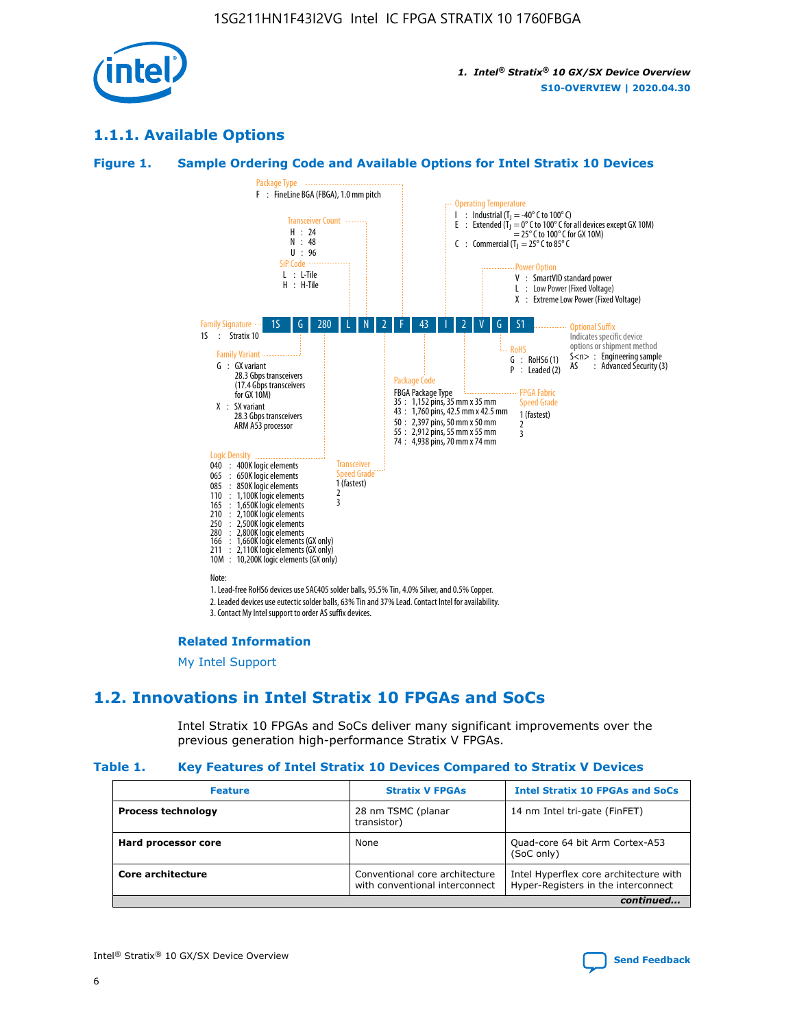## 1.1.1. Available Options

**Figure 1. Sample Ordering Code and Available Options for Intel Stratix 10 Devices**

| 1S | G | 280 | L | N | 2 | F | 43 | I | 2 | V | G | S1 |
|---|---|---|---|---|---|---|---|---|---|---|---|---|

**Family Signature**
1S : Stratix 10

**Family Variant**
G : GX variant
28.3 Gbps transceivers
(17.4 Gbps transceivers for GX 10M)
X : SX variant
28.3 Gbps transceivers
ARM A53 processor

**Logic Density**
040 : 400K logic elements
065 : 650K logic elements
085 : 850K logic elements
110 : 1,100K logic elements
165 : 1,650K logic elements
210 : 2,100K logic elements
250 : 2,500K logic elements
280 : 2,800K logic elements
166 : 1,660K logic elements (GX only)
211 : 2,110K logic elements (GX only)
10M : 10,200K logic elements (GX only)

**SiP Code**
L : L-Tile
H : H-Tile

**Transceiver Count**
H : 24
N : 48
U : 96

**Transceiver Speed Grade**
1 (fastest)
2
3

**Package Type**
F : FineLine BGA (FBGA), 1.0 mm pitch

**Package Code**
FBGA Package Type
35 : 1,152 pins, 35 mm x 35 mm
43 : 1,760 pins, 42.5 mm x 42.5 mm
50 : 2,397 pins, 50 mm x 50 mm
55 : 2,912 pins, 55 mm x 55 mm
74 : 4,938 pins, 70 mm x 74 mm

**Operating Temperature**
I : Industrial ($T_J$ = -40° C to 100° C)
E : Extended ($T_J$ = 0° C to 100° C for all devices except GX 10M)
= 25° C to 100° C for GX 10M)
C : Commercial ($T_J$ = 25° C to 85° C

**FPGA Fabric Speed Grade**
1 (fastest)
2
3

**Power Option**
V : SmartVID standard power
L : Low Power (Fixed Voltage)
X : Extreme Low Power (Fixed Voltage)

**RoHS**
G : RoHS6 (1)
P : Leaded (2)

**Optional Suffix**
Indicates specific device options or shipment method
S<n> : Engineering sample
AS : Advanced Security (3)

Note:
1. Lead-free RoHS6 devices use SAC405 solder balls, 95.5% Tin, 4.0% Silver, and 0.5% Copper.
2. Leaded devices use eutectic solder balls, 63% Tin and 37% Lead. Contact Intel for availability.
3. Contact My Intel support to order AS suffix devices.

**Related Information**

My Intel Support

## 1.2. Innovations in Intel Stratix 10 FPGAs and SoCs

Intel Stratix 10 FPGAs and SoCs deliver many significant improvements over the previous generation high-performance Stratix V FPGAs.

**Table 1. Key Features of Intel Stratix 10 Devices Compared to Stratix V Devices**

| Feature | Stratix V FPGAs | Intel Stratix 10 FPGAs and SoCs |
|---|---|---|
| **Process technology** | 28 nm TSMC (planar transistor) | 14 nm Intel tri-gate (FinFET) |
| **Hard processor core** | None | Quad-core 64 bit Arm Cortex-A53 (SoC only) |
| **Core architecture** | Conventional core architecture with conventional interconnect | Intel Hyperflex core architecture with Hyper-Registers in the interconnect |

*continued...*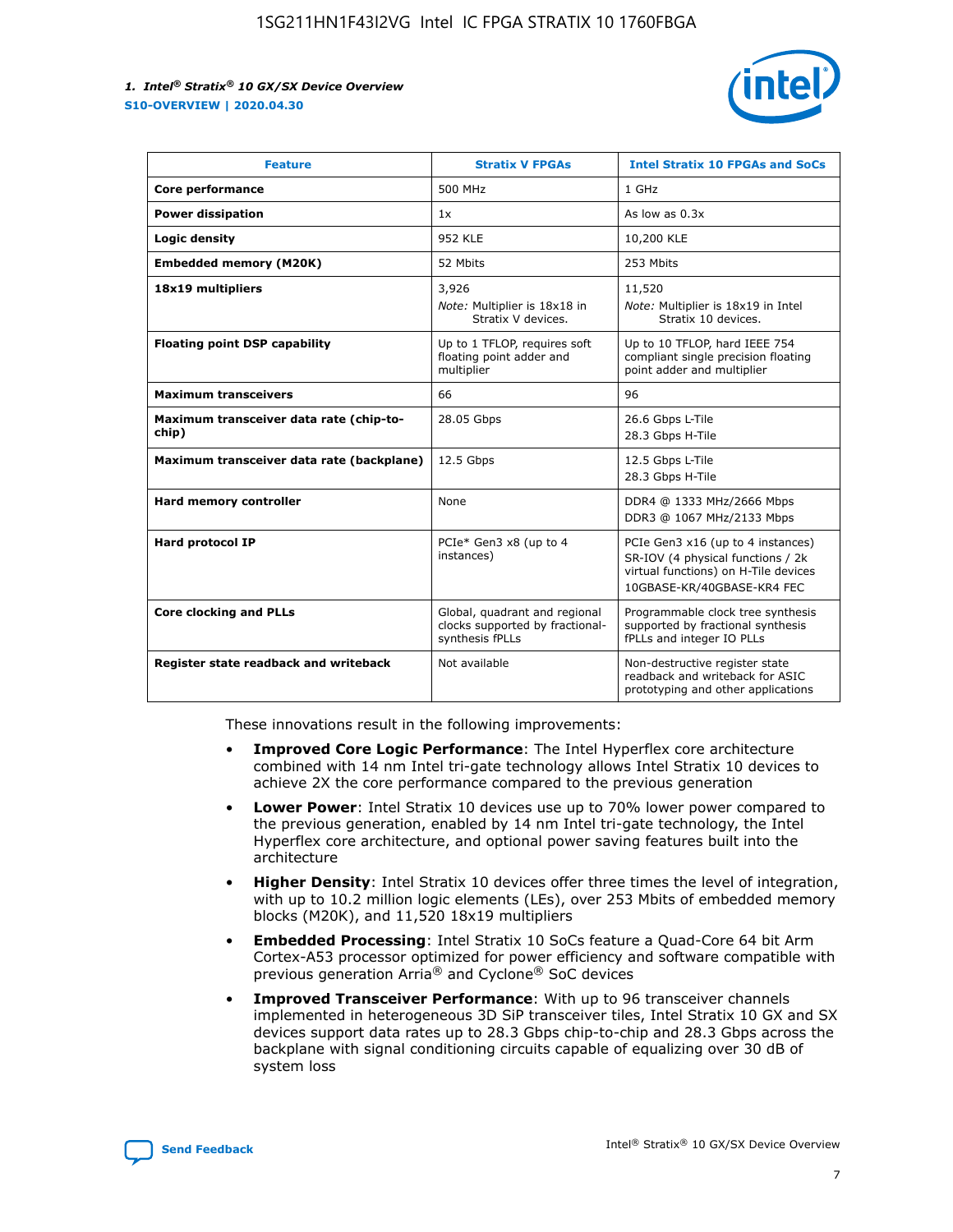| Feature | Stratix V FPGAs | Intel Stratix 10 FPGAs and SoCs |
| --- | --- | --- |
| **Core performance** | 500 MHz | 1 GHz |
| **Power dissipation** | 1x | As low as 0.3x |
| **Logic density** | 952 KLE | 10,200 KLE |
| **Embedded memory (M20K)** | 52 Mbits | 253 Mbits |
| **18x19 multipliers** | 3,926<br>*Note:* Multiplier is 18x18 in Stratix V devices. | 11,520<br>*Note:* Multiplier is 18x19 in Intel Stratix 10 devices. |
| **Floating point DSP capability** | Up to 1 TFLOP, requires soft floating point adder and multiplier | Up to 10 TFLOP, hard IEEE 754 compliant single precision floating point adder and multiplier |
| **Maximum transceivers** | 66 | 96 |
| **Maximum transceiver data rate (chip-to-chip)** | 28.05 Gbps | 26.6 Gbps L-Tile<br>28.3 Gbps H-Tile |
| **Maximum transceiver data rate (backplane)** | 12.5 Gbps | 12.5 Gbps L-Tile<br>28.3 Gbps H-Tile |
| **Hard memory controller** | None | DDR4 @ 1333 MHz/2666 Mbps<br>DDR3 @ 1067 MHz/2133 Mbps |
| **Hard protocol IP** | PCIe* Gen3 x8 (up to 4 instances) | PCIe Gen3 x16 (up to 4 instances)<br>SR-IOV (4 physical functions / 2k virtual functions) on H-Tile devices<br>10GBASE-KR/40GBASE-KR4 FEC |
| **Core clocking and PLLs** | Global, quadrant and regional clocks supported by fractional-synthesis fPLLs | Programmable clock tree synthesis supported by fractional synthesis fPLLs and integer IO PLLs |
| **Register state readback and writeback** | Not available | Non-destructive register state readback and writeback for ASIC prototyping and other applications |

These innovations result in the following improvements:

- **Improved Core Logic Performance**: The Intel Hyperflex core architecture combined with 14 nm Intel tri-gate technology allows Intel Stratix 10 devices to achieve 2X the core performance compared to the previous generation
- **Lower Power**: Intel Stratix 10 devices use up to 70% lower power compared to the previous generation, enabled by 14 nm Intel tri-gate technology, the Intel Hyperflex core architecture, and optional power saving features built into the architecture
- **Higher Density**: Intel Stratix 10 devices offer three times the level of integration, with up to 10.2 million logic elements (LEs), over 253 Mbits of embedded memory blocks (M20K), and 11,520 18x19 multipliers
- **Embedded Processing**: Intel Stratix 10 SoCs feature a Quad-Core 64 bit Arm Cortex-A53 processor optimized for power efficiency and software compatible with previous generation Arria® and Cyclone® SoC devices
- **Improved Transceiver Performance**: With up to 96 transceiver channels implemented in heterogeneous 3D SiP transceiver tiles, Intel Stratix 10 GX and SX devices support data rates up to 28.3 Gbps chip-to-chip and 28.3 Gbps across the backplane with signal conditioning circuits capable of equalizing over 30 dB of system loss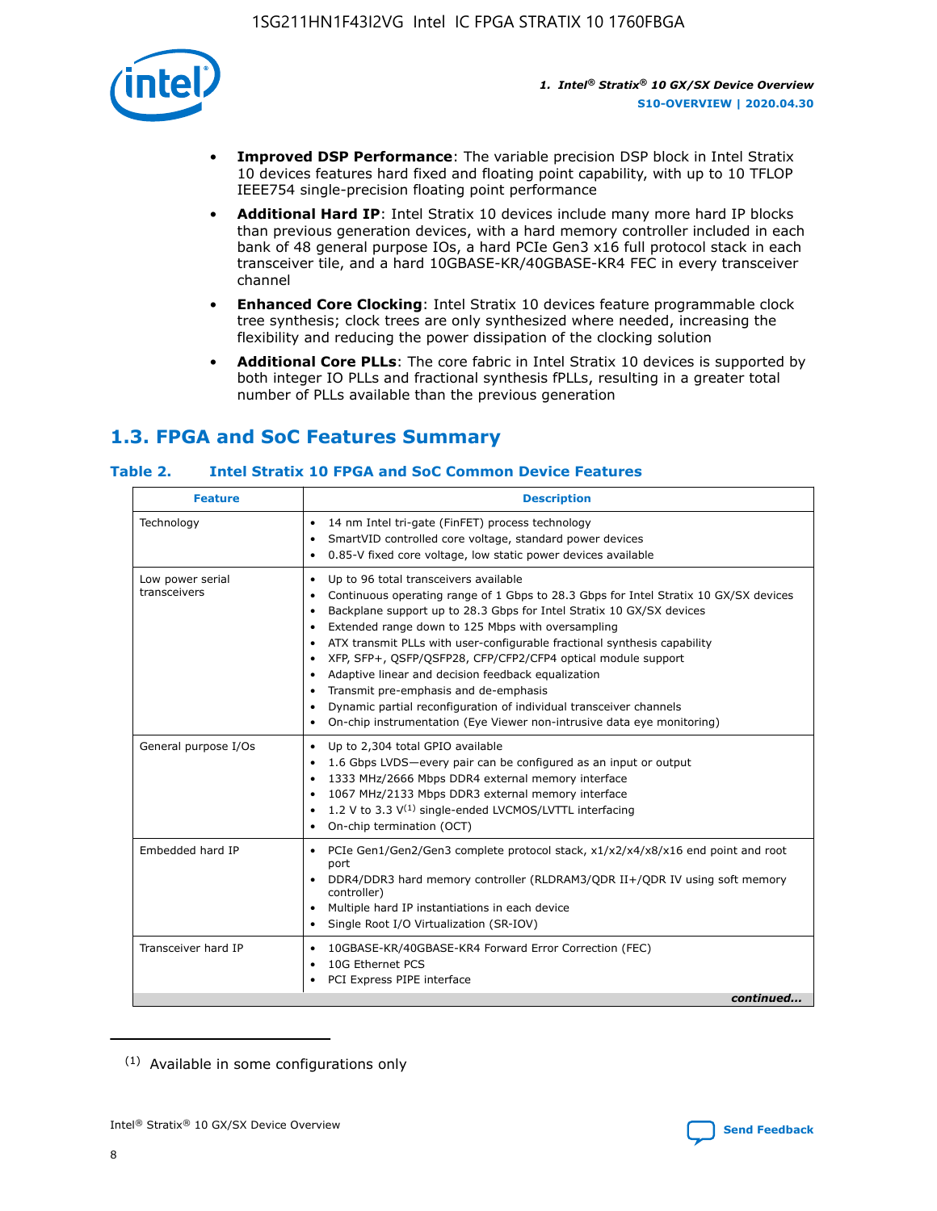- **Improved DSP Performance**: The variable precision DSP block in Intel Stratix 10 devices features hard fixed and floating point capability, with up to 10 TFLOP IEEE754 single-precision floating point performance
- **Additional Hard IP**: Intel Stratix 10 devices include many more hard IP blocks than previous generation devices, with a hard memory controller included in each bank of 48 general purpose IOs, a hard PCIe Gen3 x16 full protocol stack in each transceiver tile, and a hard 10GBASE-KR/40GBASE-KR4 FEC in every transceiver channel
- **Enhanced Core Clocking**: Intel Stratix 10 devices feature programmable clock tree synthesis; clock trees are only synthesized where needed, increasing the flexibility and reducing the power dissipation of the clocking solution
- **Additional Core PLLs**: The core fabric in Intel Stratix 10 devices is supported by both integer IO PLLs and fractional synthesis fPLLs, resulting in a greater total number of PLLs available than the previous generation

## 1.3. FPGA and SoC Features Summary

### Table 2. Intel Stratix 10 FPGA and SoC Common Device Features

| Feature | Description |
|---|---|
| Technology | • 14 nm Intel tri-gate (FinFET) process technology<br>• SmartVID controlled core voltage, standard power devices<br>• 0.85-V fixed core voltage, low static power devices available |
| Low power serial transceivers | • Up to 96 total transceivers available<br>• Continuous operating range of 1 Gbps to 28.3 Gbps for Intel Stratix 10 GX/SX devices<br>• Backplane support up to 28.3 Gbps for Intel Stratix 10 GX/SX devices<br>• Extended range down to 125 Mbps with oversampling<br>• ATX transmit PLLs with user-configurable fractional synthesis capability<br>• XFP, SFP+, QSFP/QSFP28, CFP/CFP2/CFP4 optical module support<br>• Adaptive linear and decision feedback equalization<br>• Transmit pre-emphasis and de-emphasis<br>• Dynamic partial reconfiguration of individual transceiver channels<br>• On-chip instrumentation (Eye Viewer non-intrusive data eye monitoring) |
| General purpose I/Os | • Up to 2,304 total GPIO available<br>• 1.6 Gbps LVDS—every pair can be configured as an input or output<br>• 1333 MHz/2666 Mbps DDR4 external memory interface<br>• 1067 MHz/2133 Mbps DDR3 external memory interface<br>• 1.2 V to 3.3 V[(1)] single-ended LVCMOS/LVTTL interfacing<br>• On-chip termination (OCT) |
| Embedded hard IP | • PCIe Gen1/Gen2/Gen3 complete protocol stack, x1/x2/x4/x8/x16 end point and root port<br>• DDR4/DDR3 hard memory controller (RLDRAM3/QDR II+/QDR IV using soft memory controller)<br>• Multiple hard IP instantiations in each device<br>• Single Root I/O Virtualization (SR-IOV) |
| Transceiver hard IP | • 10GBASE-KR/40GBASE-KR4 Forward Error Correction (FEC)<br>• 10G Ethernet PCS<br>• PCI Express PIPE interface |

*continued...*

(1) Available in some configurations only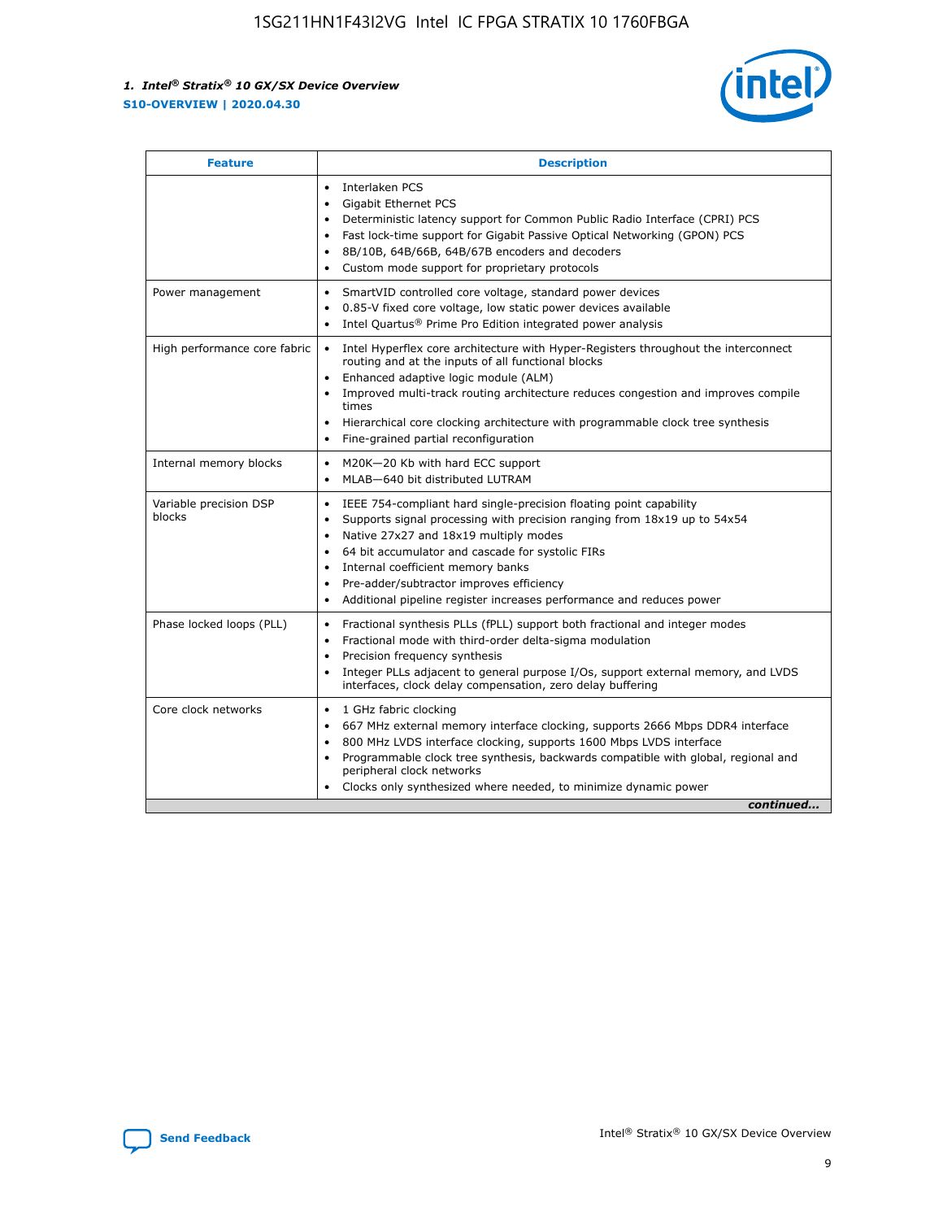| Feature | Description |
| --- | --- |
|  | • Interlaken PCS<br>• Gigabit Ethernet PCS<br>• Deterministic latency support for Common Public Radio Interface (CPRI) PCS<br>• Fast lock-time support for Gigabit Passive Optical Networking (GPON) PCS<br>• 8B/10B, 64B/66B, 64B/67B encoders and decoders<br>• Custom mode support for proprietary protocols |
| Power management | • SmartVID controlled core voltage, standard power devices<br>• 0.85-V fixed core voltage, low static power devices available<br>• Intel Quartus® Prime Pro Edition integrated power analysis |
| High performance core fabric | • Intel Hyperflex core architecture with Hyper-Registers throughout the interconnect routing and at the inputs of all functional blocks<br>• Enhanced adaptive logic module (ALM)<br>• Improved multi-track routing architecture reduces congestion and improves compile times<br>• Hierarchical core clocking architecture with programmable clock tree synthesis<br>• Fine-grained partial reconfiguration |
| Internal memory blocks | • M20K—20 Kb with hard ECC support<br>• MLAB—640 bit distributed LUTRAM |
| Variable precision DSP blocks | • IEEE 754-compliant hard single-precision floating point capability<br>• Supports signal processing with precision ranging from 18x19 up to 54x54<br>• Native 27x27 and 18x19 multiply modes<br>• 64 bit accumulator and cascade for systolic FIRs<br>• Internal coefficient memory banks<br>• Pre-adder/subtractor improves efficiency<br>• Additional pipeline register increases performance and reduces power |
| Phase locked loops (PLL) | • Fractional synthesis PLLs (fPLL) support both fractional and integer modes<br>• Fractional mode with third-order delta-sigma modulation<br>• Precision frequency synthesis<br>• Integer PLLs adjacent to general purpose I/Os, support external memory, and LVDS interfaces, clock delay compensation, zero delay buffering |
| Core clock networks | • 1 GHz fabric clocking<br>• 667 MHz external memory interface clocking, supports 2666 Mbps DDR4 interface<br>• 800 MHz LVDS interface clocking, supports 1600 Mbps LVDS interface<br>• Programmable clock tree synthesis, backwards compatible with global, regional and peripheral clock networks<br>• Clocks only synthesized where needed, to minimize dynamic power |

*continued...*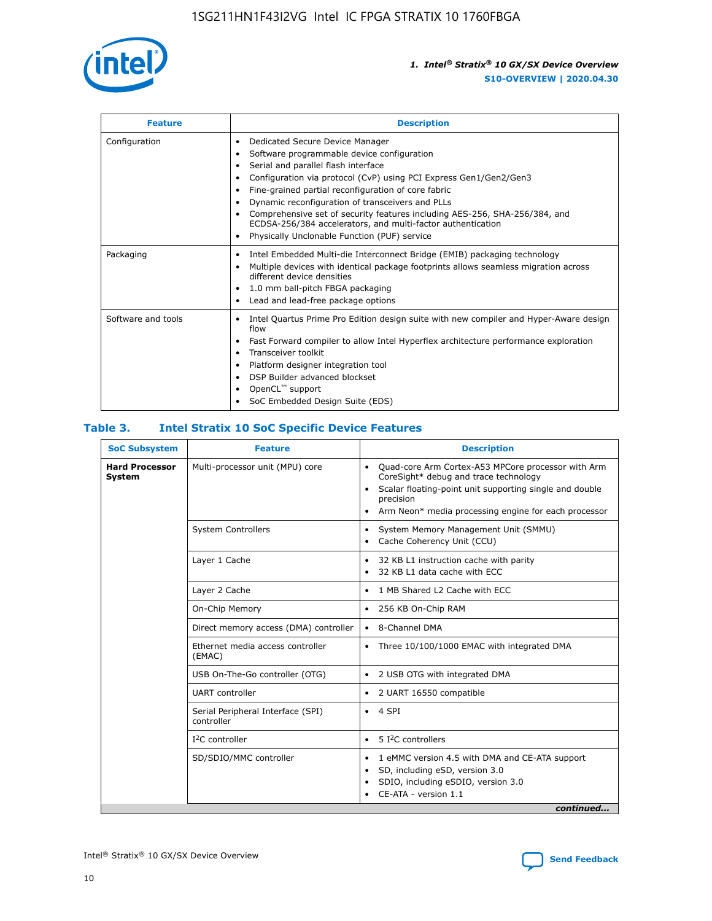| Feature | Description |
| --- | --- |
| Configuration | • Dedicated Secure Device Manager<br>• Software programmable device configuration<br>• Serial and parallel flash interface<br>• Configuration via protocol (CvP) using PCI Express Gen1/Gen2/Gen3<br>• Fine-grained partial reconfiguration of core fabric<br>• Dynamic reconfiguration of transceivers and PLLs<br>• Comprehensive set of security features including AES-256, SHA-256/384, and ECDSA-256/384 accelerators, and multi-factor authentication<br>• Physically Unclonable Function (PUF) service |
| Packaging | • Intel Embedded Multi-die Interconnect Bridge (EMIB) packaging technology<br>• Multiple devices with identical package footprints allows seamless migration across different device densities<br>• 1.0 mm ball-pitch FBGA packaging<br>• Lead and lead-free package options |
| Software and tools | • Intel Quartus Prime Pro Edition design suite with new compiler and Hyper-Aware design flow<br>• Fast Forward compiler to allow Intel Hyperflex architecture performance exploration<br>• Transceiver toolkit<br>• Platform designer integration tool<br>• DSP Builder advanced blockset<br>• OpenCL™ support<br>• SoC Embedded Design Suite (EDS) |

## Table 3. Intel Stratix 10 SoC Specific Device Features

| SoC Subsystem | Feature | Description |
| --- | --- | --- |
| **Hard Processor System** | Multi-processor unit (MPU) core | • Quad-core Arm Cortex-A53 MPCore processor with Arm CoreSight* debug and trace technology<br>• Scalar floating-point unit supporting single and double precision<br>• Arm Neon* media processing engine for each processor |
| | System Controllers | • System Memory Management Unit (SMMU)<br>• Cache Coherency Unit (CCU) |
| | Layer 1 Cache | • 32 KB L1 instruction cache with parity<br>• 32 KB L1 data cache with ECC |
| | Layer 2 Cache | • 1 MB Shared L2 Cache with ECC |
| | On-Chip Memory | • 256 KB On-Chip RAM |
| | Direct memory access (DMA) controller | • 8-Channel DMA |
| | Ethernet media access controller (EMAC) | • Three 10/100/1000 EMAC with integrated DMA |
| | USB On-The-Go controller (OTG) | • 2 USB OTG with integrated DMA |
| | UART controller | • 2 UART 16550 compatible |
| | Serial Peripheral Interface (SPI) controller | • 4 SPI |
| | I²C controller | • 5 I²C controllers |
| | SD/SDIO/MMC controller | • 1 eMMC version 4.5 with DMA and CE-ATA support<br>• SD, including eSD, version 3.0<br>• SDIO, including eSDIO, version 3.0<br>• CE-ATA - version 1.1 |

*continued...*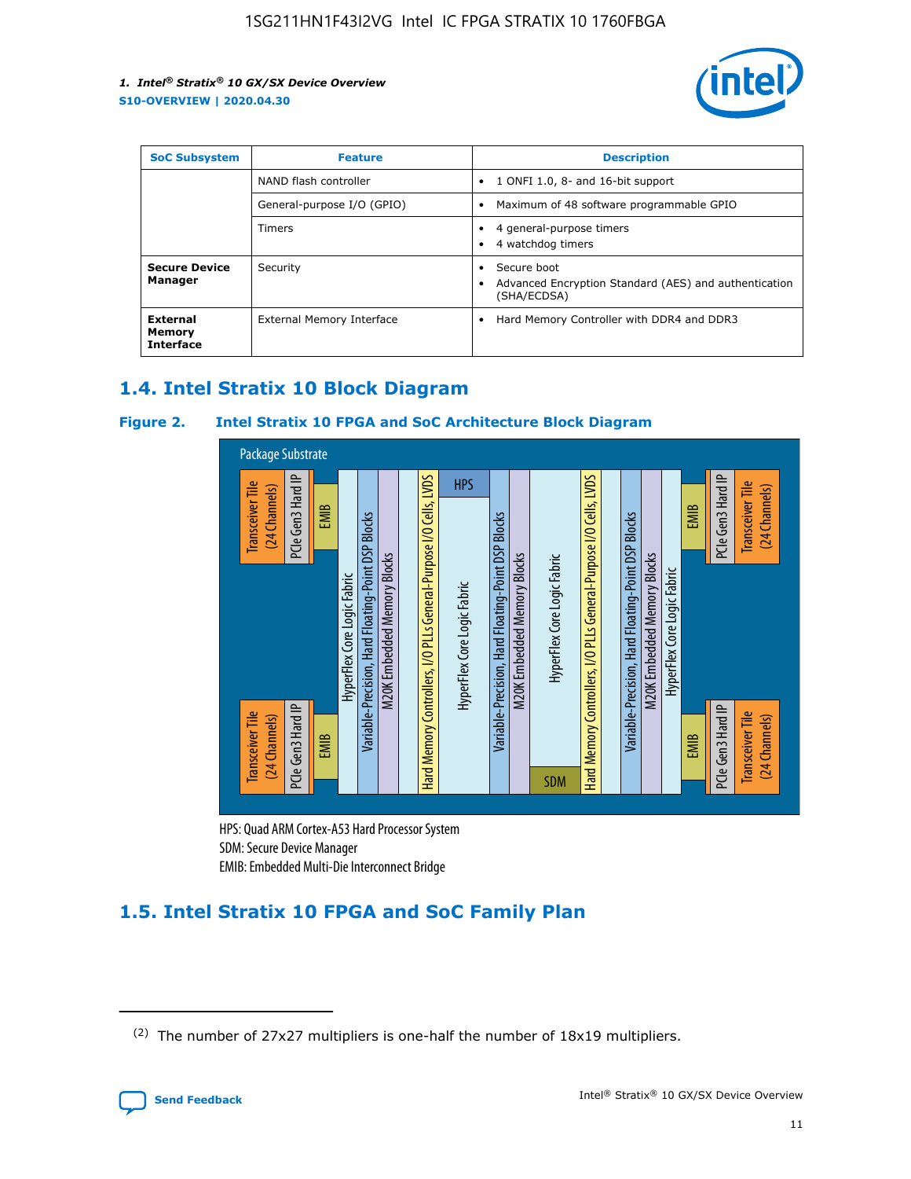| SoC Subsystem | Feature | Description |
| --- | --- | --- |
| | NAND flash controller | • 1 ONFI 1.0, 8- and 16-bit support |
| | General-purpose I/O (GPIO) | • Maximum of 48 software programmable GPIO |
| | Timers | • 4 general-purpose timers<br>• 4 watchdog timers |
| **Secure Device Manager** | Security | • Secure boot<br>• Advanced Encryption Standard (AES) and authentication (SHA/ECDSA) |
| **External Memory Interface** | External Memory Interface | • Hard Memory Controller with DDR4 and DDR3 |

## 1.4. Intel Stratix 10 Block Diagram

### Figure 2. Intel Stratix 10 FPGA and SoC Architecture Block Diagram

Package Substrate

Transceiver Tile (24 Channels) | PCIe Gen3 Hard IP | EMIB | HyperFlex Core Logic Fabric | Variable-Precision, Hard Floating-Point DSP Blocks | M20K Embedded Memory Blocks | Hard Memory Controllers, I/O PLLs General-Purpose I/O Cells, LVDS | HPS | HyperFlex Core Logic Fabric | Variable-Precision, Hard Floating-Point DSP Blocks | M20K Embedded Memory Blocks | HyperFlex Core Logic Fabric | SDM | Hard Memory Controllers, I/O PLLs General-Purpose I/O Cells, LVDS | Variable-Precision, Hard Floating-Point DSP Blocks | M20K Embedded Memory Blocks | HyperFlex Core Logic Fabric | EMIB | PCIe Gen3 Hard IP | Transceiver Tile (24 Channels)

HPS: Quad ARM Cortex-A53 Hard Processor System
SDM: Secure Device Manager
EMIB: Embedded Multi-Die Interconnect Bridge

## 1.5. Intel Stratix 10 FPGA and SoC Family Plan

(2) The number of 27x27 multipliers is one-half the number of 18x19 multipliers.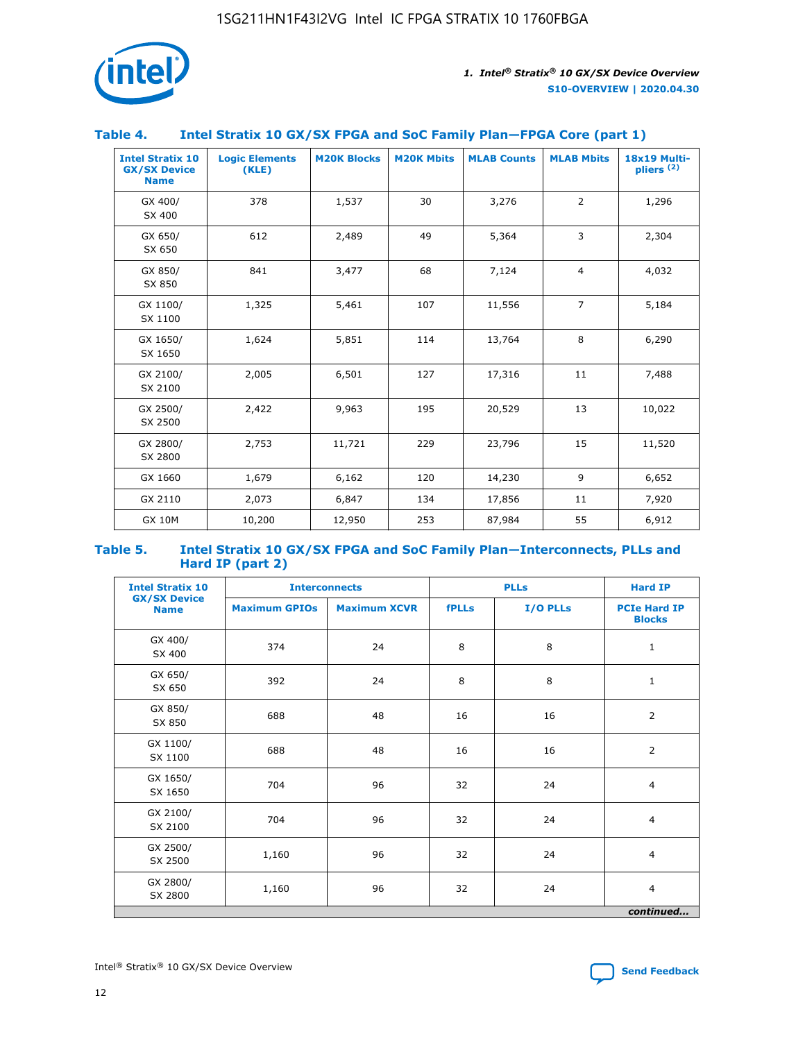### Table 4. Intel Stratix 10 GX/SX FPGA and SoC Family Plan—FPGA Core (part 1)

| Intel Stratix 10 GX/SX Device Name | Logic Elements (KLE) | M20K Blocks | M20K Mbits | MLAB Counts | MLAB Mbits | 18x19 Multi-pliers (2) |
|---|---|---|---|---|---|---|
| GX 400/ SX 400 | 378 | 1,537 | 30 | 3,276 | 2 | 1,296 |
| GX 650/ SX 650 | 612 | 2,489 | 49 | 5,364 | 3 | 2,304 |
| GX 850/ SX 850 | 841 | 3,477 | 68 | 7,124 | 4 | 4,032 |
| GX 1100/ SX 1100 | 1,325 | 5,461 | 107 | 11,556 | 7 | 5,184 |
| GX 1650/ SX 1650 | 1,624 | 5,851 | 114 | 13,764 | 8 | 6,290 |
| GX 2100/ SX 2100 | 2,005 | 6,501 | 127 | 17,316 | 11 | 7,488 |
| GX 2500/ SX 2500 | 2,422 | 9,963 | 195 | 20,529 | 13 | 10,022 |
| GX 2800/ SX 2800 | 2,753 | 11,721 | 229 | 23,796 | 15 | 11,520 |
| GX 1660 | 1,679 | 6,162 | 120 | 14,230 | 9 | 6,652 |
| GX 2110 | 2,073 | 6,847 | 134 | 17,856 | 11 | 7,920 |
| GX 10M | 10,200 | 12,950 | 253 | 87,984 | 55 | 6,912 |

### Table 5. Intel Stratix 10 GX/SX FPGA and SoC Family Plan—Interconnects, PLLs and Hard IP (part 2)

| Intel Stratix 10 GX/SX Device Name | Interconnects | | PLLs | | Hard IP |
|---|---|---|---|---|---|
| | Maximum GPIOs | Maximum XCVR | fPLLs | I/O PLLs | PCIe Hard IP Blocks |
| GX 400/ SX 400 | 374 | 24 | 8 | 8 | 1 |
| GX 650/ SX 650 | 392 | 24 | 8 | 8 | 1 |
| GX 850/ SX 850 | 688 | 48 | 16 | 16 | 2 |
| GX 1100/ SX 1100 | 688 | 48 | 16 | 16 | 2 |
| GX 1650/ SX 1650 | 704 | 96 | 32 | 24 | 4 |
| GX 2100/ SX 2100 | 704 | 96 | 32 | 24 | 4 |
| GX 2500/ SX 2500 | 1,160 | 96 | 32 | 24 | 4 |
| GX 2800/ SX 2800 | 1,160 | 96 | 32 | 24 | 4 |

*continued...*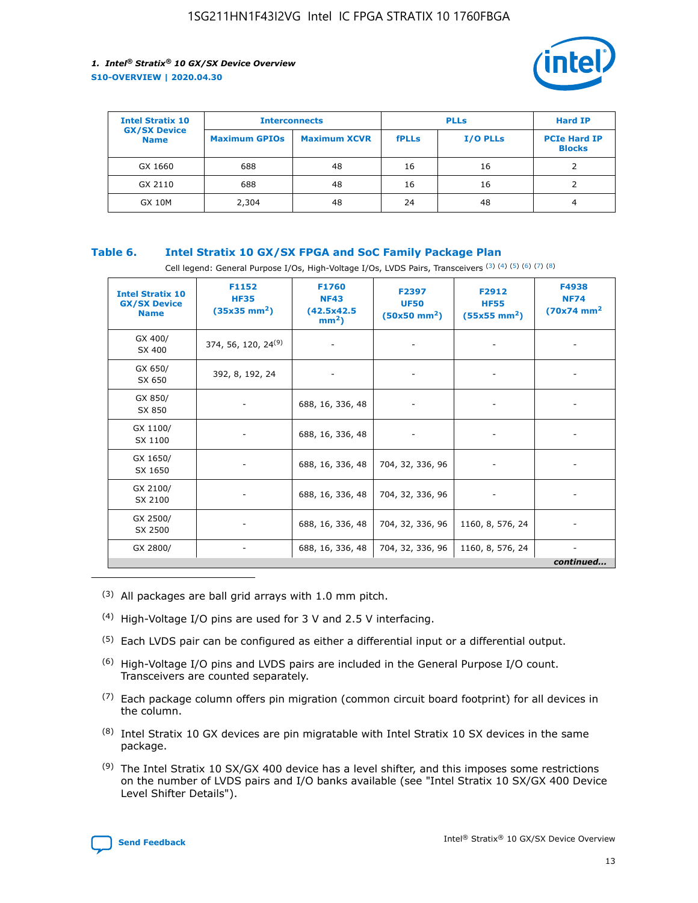| Intel Stratix 10 GX/SX Device Name | Interconnects | | PLLs | | Hard IP |
|---|---|---|---|---|---|
| | Maximum GPIOs | Maximum XCVR | fPLLs | I/O PLLs | PCIe Hard IP Blocks |
| GX 1660 | 688 | 48 | 16 | 16 | 2 |
| GX 2110 | 688 | 48 | 16 | 16 | 2 |
| GX 10M | 2,304 | 48 | 24 | 48 | 4 |

### Table 6. Intel Stratix 10 GX/SX FPGA and SoC Family Package Plan

Cell legend: General Purpose I/Os, High-Voltage I/Os, LVDS Pairs, Transceivers [(3)] [(4)] [(5)] [(6)] [(7)] [(8)]

| Intel Stratix 10 GX/SX Device Name | F1152 HF35 (35x35 mm$^2$) | F1760 NF43 (42.5x42.5 mm$^2$) | F2397 UF50 (50x50 mm$^2$) | F2912 HF55 (55x55 mm$^2$) | F4938 NF74 (70x74 mm$^2$) |
|---|---|---|---|---|---|
| GX 400/ SX 400 | 374, 56, 120, 24[(9)] | - | - | - | - |
| GX 650/ SX 650 | 392, 8, 192, 24 | - | - | - | - |
| GX 850/ SX 850 | - | 688, 16, 336, 48 | - | - | - |
| GX 1100/ SX 1100 | - | 688, 16, 336, 48 | - | - | - |
| GX 1650/ SX 1650 | - | 688, 16, 336, 48 | 704, 32, 336, 96 | - | - |
| GX 2100/ SX 2100 | - | 688, 16, 336, 48 | 704, 32, 336, 96 | - | - |
| GX 2500/ SX 2500 | - | 688, 16, 336, 48 | 704, 32, 336, 96 | 1160, 8, 576, 24 | - |
| GX 2800/ | - | 688, 16, 336, 48 | 704, 32, 336, 96 | 1160, 8, 576, 24 | - |

*continued...*

(3) All packages are ball grid arrays with 1.0 mm pitch.

(4) High-Voltage I/O pins are used for 3 V and 2.5 V interfacing.

(5) Each LVDS pair can be configured as either a differential input or a differential output.

(6) High-Voltage I/O pins and LVDS pairs are included in the General Purpose I/O count. Transceivers are counted separately.

(7) Each package column offers pin migration (common circuit board footprint) for all devices in the column.

(8) Intel Stratix 10 GX devices are pin migratable with Intel Stratix 10 SX devices in the same package.

(9) The Intel Stratix 10 SX/GX 400 device has a level shifter, and this imposes some restrictions on the number of LVDS pairs and I/O banks available (see "Intel Stratix 10 SX/GX 400 Device Level Shifter Details").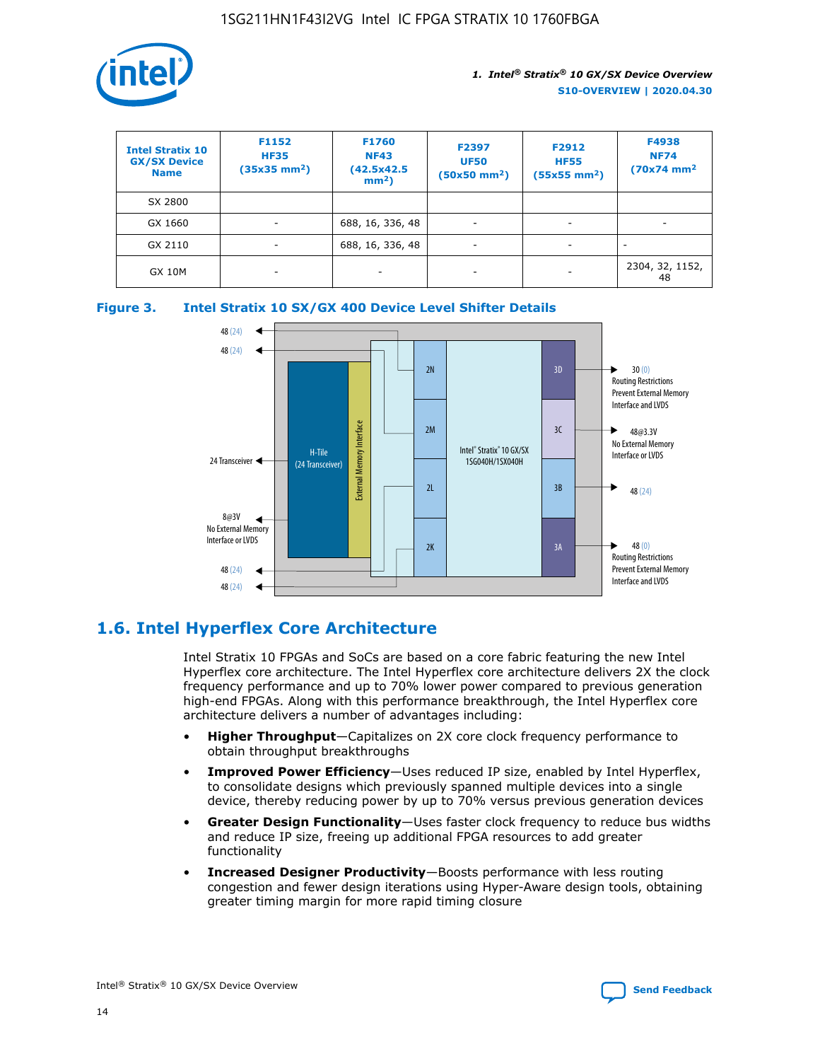| Intel Stratix 10 GX/SX Device Name | F1152 HF35 (35x35 mm²) | F1760 NF43 (42.5x42.5 mm²) | F2397 UF50 (50x50 mm²) | F2912 HF55 (55x55 mm²) | F4938 NF74 (70x74 mm² |
|---|---|---|---|---|---|
| SX 2800 | | | | | |
| GX 1660 | - | 688, 16, 336, 48 | - | - | - |
| GX 2110 | - | 688, 16, 336, 48 | - | - | - |
| GX 10M | - | - | - | - | 2304, 32, 1152, 48 |

**Figure 3. Intel Stratix 10 SX/GX 400 Device Level Shifter Details**

## 1.6. Intel Hyperflex Core Architecture

Intel Stratix 10 FPGAs and SoCs are based on a core fabric featuring the new Intel Hyperflex core architecture. The Intel Hyperflex core architecture delivers 2X the clock frequency performance and up to 70% lower power compared to previous generation high-end FPGAs. Along with this performance breakthrough, the Intel Hyperflex core architecture delivers a number of advantages including:

- **Higher Throughput**—Capitalizes on 2X core clock frequency performance to obtain throughput breakthroughs
- **Improved Power Efficiency**—Uses reduced IP size, enabled by Intel Hyperflex, to consolidate designs which previously spanned multiple devices into a single device, thereby reducing power by up to 70% versus previous generation devices
- **Greater Design Functionality**—Uses faster clock frequency to reduce bus widths and reduce IP size, freeing up additional FPGA resources to add greater functionality
- **Increased Designer Productivity**—Boosts performance with less routing congestion and fewer design iterations using Hyper-Aware design tools, obtaining greater timing margin for more rapid timing closure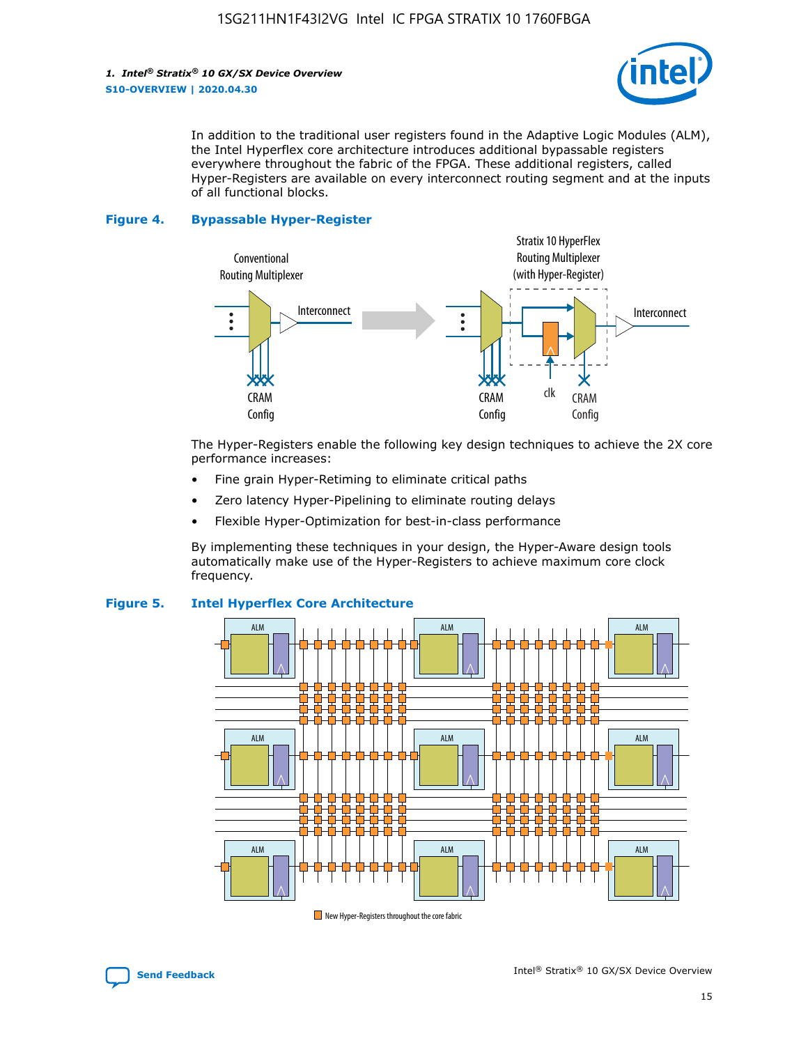In addition to the traditional user registers found in the Adaptive Logic Modules (ALM), the Intel Hyperflex core architecture introduces additional bypassable registers everywhere throughout the fabric of the FPGA. These additional registers, called Hyper-Registers are available on every interconnect routing segment and at the inputs of all functional blocks.

**Figure 4. Bypassable Hyper-Register**

The Hyper-Registers enable the following key design techniques to achieve the 2X core performance increases:

- Fine grain Hyper-Retiming to eliminate critical paths
- Zero latency Hyper-Pipelining to eliminate routing delays
- Flexible Hyper-Optimization for best-in-class performance

By implementing these techniques in your design, the Hyper-Aware design tools automatically make use of the Hyper-Registers to achieve maximum core clock frequency.

**Figure 5. Intel Hyperflex Core Architecture**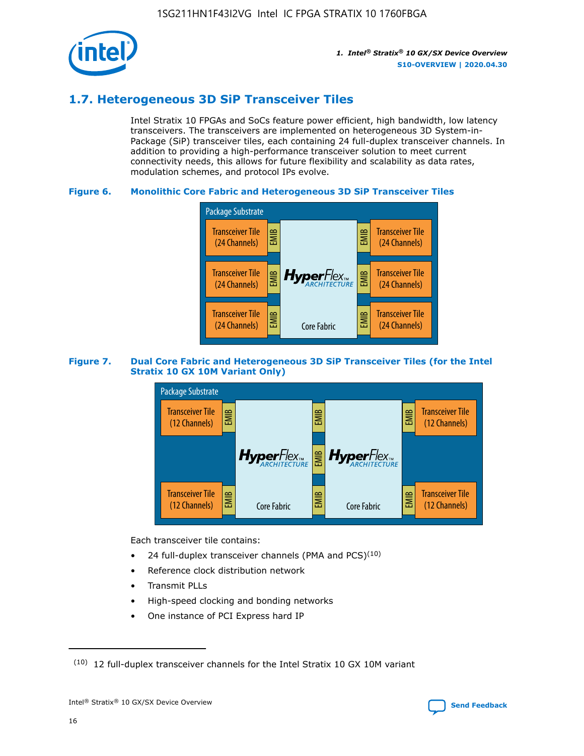## 1.7. Heterogeneous 3D SiP Transceiver Tiles

Intel Stratix 10 FPGAs and SoCs feature power efficient, high bandwidth, low latency transceivers. The transceivers are implemented on heterogeneous 3D System-in-Package (SiP) transceiver tiles, each containing 24 full-duplex transceiver channels. In addition to providing a high-performance transceiver solution to meet current connectivity needs, this allows for future flexibility and scalability as data rates, modulation schemes, and protocol IPs evolve.

**Figure 6. Monolithic Core Fabric and Heterogeneous 3D SiP Transceiver Tiles**

Package Substrate

Transceiver Tile (24 Channels) | EMIB | HyperFlex ARCHITECTURE Core Fabric | EMIB | Transceiver Tile (24 Channels)

Transceiver Tile (24 Channels) | EMIB | | EMIB | Transceiver Tile (24 Channels)

Transceiver Tile (24 Channels) | EMIB | | EMIB | Transceiver Tile (24 Channels)

**Figure 7. Dual Core Fabric and Heterogeneous 3D SiP Transceiver Tiles (for the Intel Stratix 10 GX 10M Variant Only)**

Package Substrate

Transceiver Tile (12 Channels) | EMIB | HyperFlex ARCHITECTURE Core Fabric | EMIB | HyperFlex ARCHITECTURE Core Fabric | EMIB | Transceiver Tile (12 Channels)

Transceiver Tile (12 Channels) | EMIB | | EMIB | | EMIB | Transceiver Tile (12 Channels)

Each transceiver tile contains:

- 24 full-duplex transceiver channels (PMA and PCS)[10]
- Reference clock distribution network
- Transmit PLLs
- High-speed clocking and bonding networks
- One instance of PCI Express hard IP

[10] 12 full-duplex transceiver channels for the Intel Stratix 10 GX 10M variant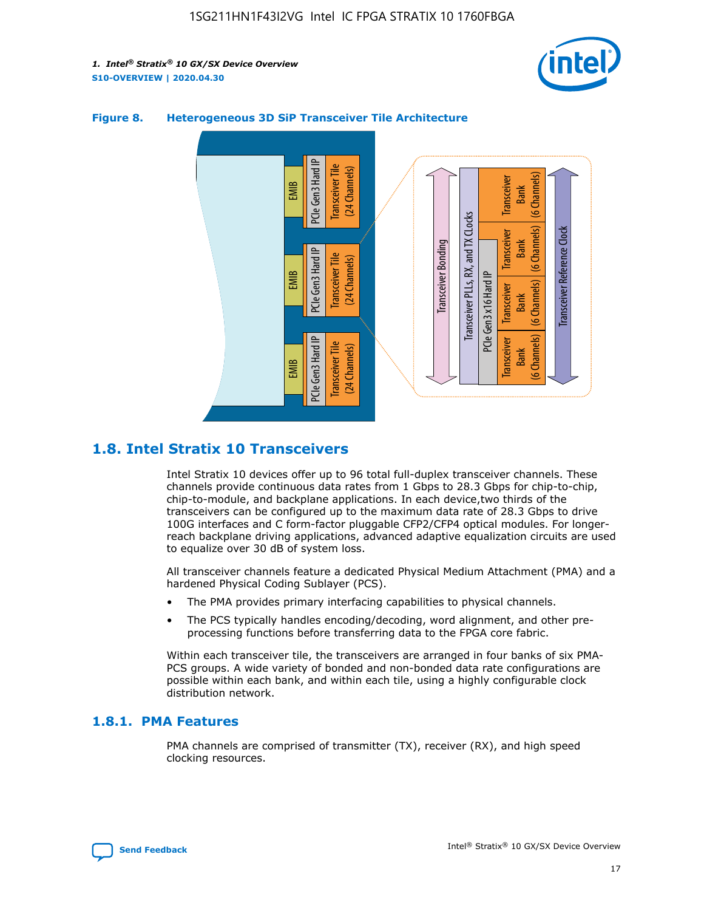**Figure 8. Heterogeneous 3D SiP Transceiver Tile Architecture**

## 1.8. Intel Stratix 10 Transceivers

Intel Stratix 10 devices offer up to 96 total full-duplex transceiver channels. These channels provide continuous data rates from 1 Gbps to 28.3 Gbps for chip-to-chip, chip-to-module, and backplane applications. In each device,two thirds of the transceivers can be configured up to the maximum data rate of 28.3 Gbps to drive 100G interfaces and C form-factor pluggable CFP2/CFP4 optical modules. For longer-reach backplane driving applications, advanced adaptive equalization circuits are used to equalize over 30 dB of system loss.

All transceiver channels feature a dedicated Physical Medium Attachment (PMA) and a hardened Physical Coding Sublayer (PCS).

- The PMA provides primary interfacing capabilities to physical channels.
- The PCS typically handles encoding/decoding, word alignment, and other pre-processing functions before transferring data to the FPGA core fabric.

Within each transceiver tile, the transceivers are arranged in four banks of six PMA-PCS groups. A wide variety of bonded and non-bonded data rate configurations are possible within each bank, and within each tile, using a highly configurable clock distribution network.

### 1.8.1. PMA Features

PMA channels are comprised of transmitter (TX), receiver (RX), and high speed clocking resources.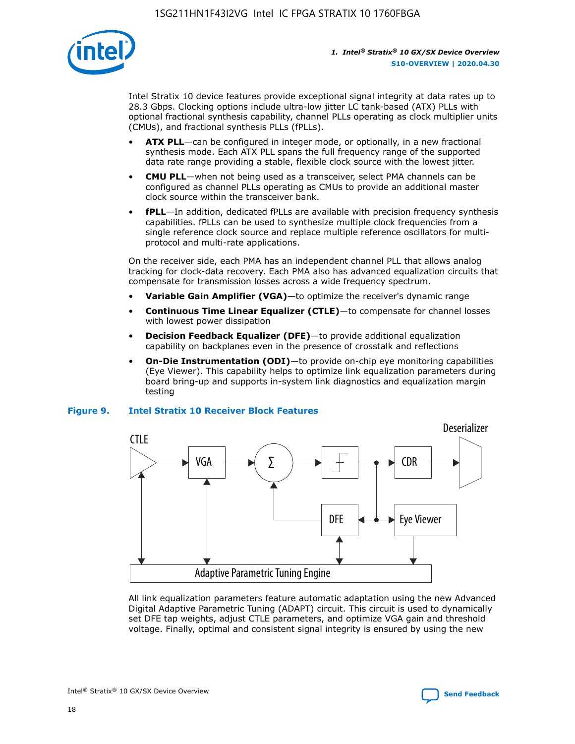Intel Stratix 10 device features provide exceptional signal integrity at data rates up to 28.3 Gbps. Clocking options include ultra-low jitter LC tank-based (ATX) PLLs with optional fractional synthesis capability, channel PLLs operating as clock multiplier units (CMUs), and fractional synthesis PLLs (fPLLs).

- **ATX PLL**—can be configured in integer mode, or optionally, in a new fractional synthesis mode. Each ATX PLL spans the full frequency range of the supported data rate range providing a stable, flexible clock source with the lowest jitter.
- **CMU PLL**—when not being used as a transceiver, select PMA channels can be configured as channel PLLs operating as CMUs to provide an additional master clock source within the transceiver bank.
- **fPLL**—In addition, dedicated fPLLs are available with precision frequency synthesis capabilities. fPLLs can be used to synthesize multiple clock frequencies from a single reference clock source and replace multiple reference oscillators for multi-protocol and multi-rate applications.

On the receiver side, each PMA has an independent channel PLL that allows analog tracking for clock-data recovery. Each PMA also has advanced equalization circuits that compensate for transmission losses across a wide frequency spectrum.

- **Variable Gain Amplifier (VGA)**—to optimize the receiver's dynamic range
- **Continuous Time Linear Equalizer (CTLE)**—to compensate for channel losses with lowest power dissipation
- **Decision Feedback Equalizer (DFE)**—to provide additional equalization capability on backplanes even in the presence of crosstalk and reflections
- **On-Die Instrumentation (ODI)**—to provide on-chip eye monitoring capabilities (Eye Viewer). This capability helps to optimize link equalization parameters during board bring-up and supports in-system link diagnostics and equalization margin testing

**Figure 9. Intel Stratix 10 Receiver Block Features**

All link equalization parameters feature automatic adaptation using the new Advanced Digital Adaptive Parametric Tuning (ADAPT) circuit. This circuit is used to dynamically set DFE tap weights, adjust CTLE parameters, and optimize VGA gain and threshold voltage. Finally, optimal and consistent signal integrity is ensured by using the new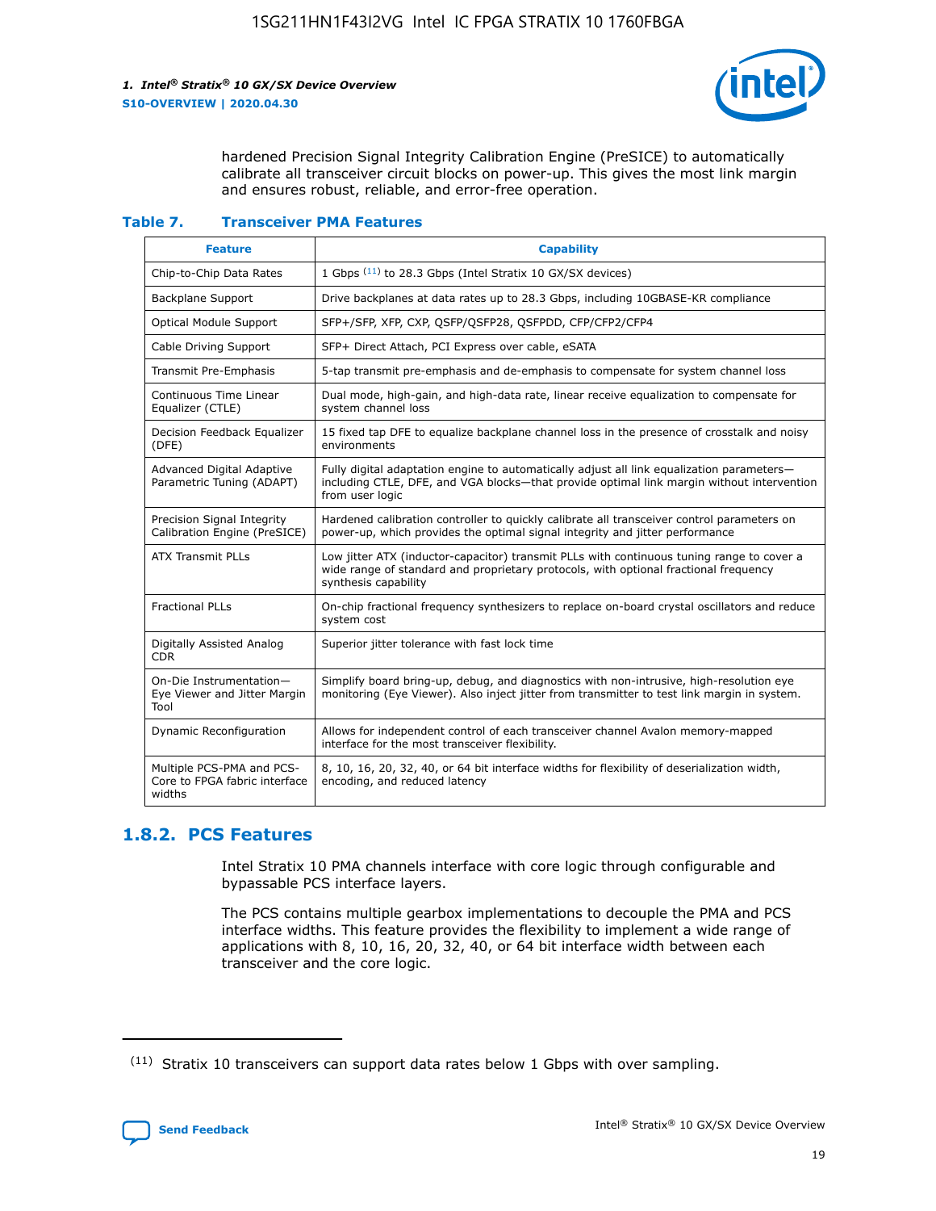hardened Precision Signal Integrity Calibration Engine (PreSICE) to automatically calibrate all transceiver circuit blocks on power-up. This gives the most link margin and ensures robust, reliable, and error-free operation.

**Table 7. Transceiver PMA Features**

| Feature | Capability |
| --- | --- |
| Chip-to-Chip Data Rates | 1 Gbps [11] to 28.3 Gbps (Intel Stratix 10 GX/SX devices) |
| Backplane Support | Drive backplanes at data rates up to 28.3 Gbps, including 10GBASE-KR compliance |
| Optical Module Support | SFP+/SFP, XFP, CXP, QSFP/QSFP28, QSFPDD, CFP/CFP2/CFP4 |
| Cable Driving Support | SFP+ Direct Attach, PCI Express over cable, eSATA |
| Transmit Pre-Emphasis | 5-tap transmit pre-emphasis and de-emphasis to compensate for system channel loss |
| Continuous Time Linear Equalizer (CTLE) | Dual mode, high-gain, and high-data rate, linear receive equalization to compensate for system channel loss |
| Decision Feedback Equalizer (DFE) | 15 fixed tap DFE to equalize backplane channel loss in the presence of crosstalk and noisy environments |
| Advanced Digital Adaptive Parametric Tuning (ADAPT) | Fully digital adaptation engine to automatically adjust all link equalization parameters—including CTLE, DFE, and VGA blocks—that provide optimal link margin without intervention from user logic |
| Precision Signal Integrity Calibration Engine (PreSICE) | Hardened calibration controller to quickly calibrate all transceiver control parameters on power-up, which provides the optimal signal integrity and jitter performance |
| ATX Transmit PLLs | Low jitter ATX (inductor-capacitor) transmit PLLs with continuous tuning range to cover a wide range of standard and proprietary protocols, with optional fractional frequency synthesis capability |
| Fractional PLLs | On-chip fractional frequency synthesizers to replace on-board crystal oscillators and reduce system cost |
| Digitally Assisted Analog CDR | Superior jitter tolerance with fast lock time |
| On-Die Instrumentation—Eye Viewer and Jitter Margin Tool | Simplify board bring-up, debug, and diagnostics with non-intrusive, high-resolution eye monitoring (Eye Viewer). Also inject jitter from transmitter to test link margin in system. |
| Dynamic Reconfiguration | Allows for independent control of each transceiver channel Avalon memory-mapped interface for the most transceiver flexibility. |
| Multiple PCS-PMA and PCS-Core to FPGA fabric interface widths | 8, 10, 16, 20, 32, 40, or 64 bit interface widths for flexibility of deserialization width, encoding, and reduced latency |

## 1.8.2. PCS Features

Intel Stratix 10 PMA channels interface with core logic through configurable and bypassable PCS interface layers.

The PCS contains multiple gearbox implementations to decouple the PMA and PCS interface widths. This feature provides the flexibility to implement a wide range of applications with 8, 10, 16, 20, 32, 40, or 64 bit interface width between each transceiver and the core logic.

[11] Stratix 10 transceivers can support data rates below 1 Gbps with over sampling.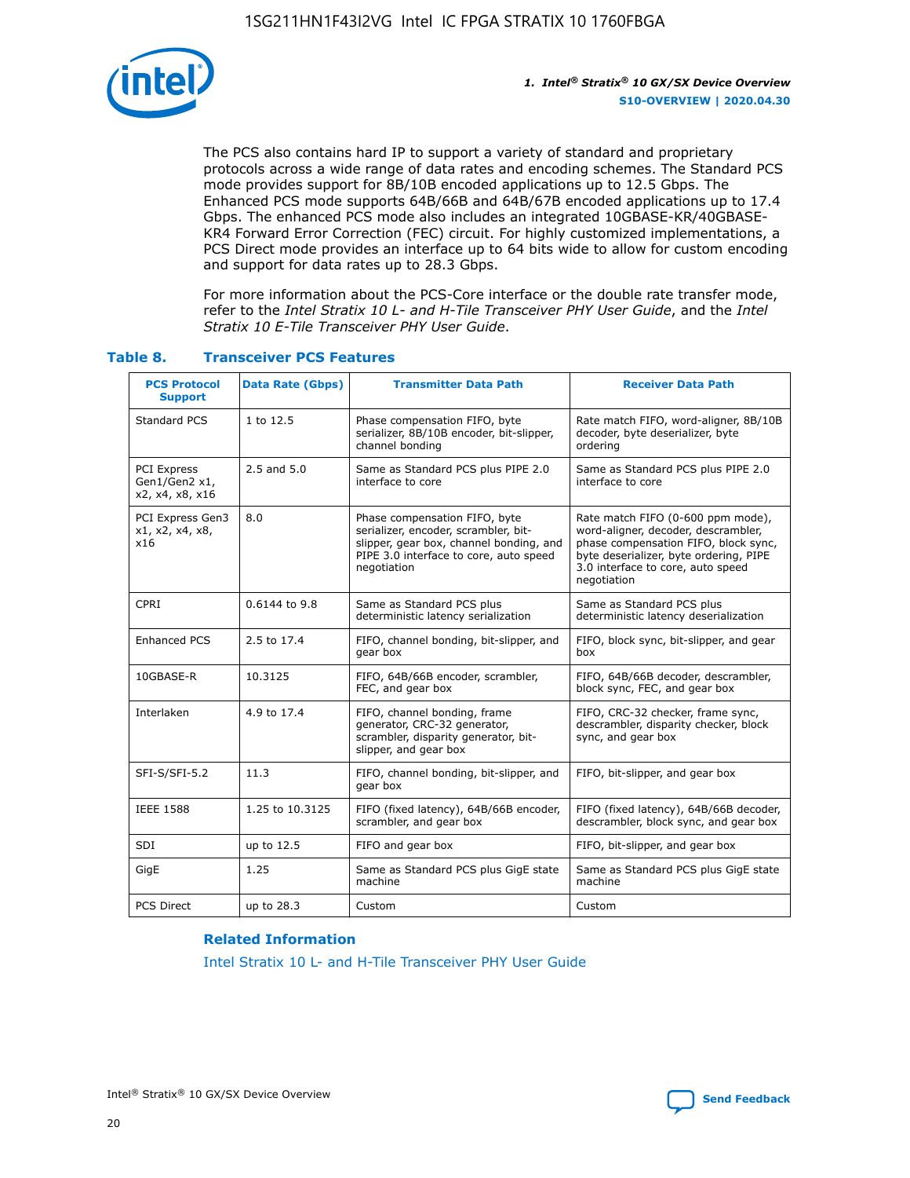The PCS also contains hard IP to support a variety of standard and proprietary protocols across a wide range of data rates and encoding schemes. The Standard PCS mode provides support for 8B/10B encoded applications up to 12.5 Gbps. The Enhanced PCS mode supports 64B/66B and 64B/67B encoded applications up to 17.4 Gbps. The enhanced PCS mode also includes an integrated 10GBASE-KR/40GBASE-KR4 Forward Error Correction (FEC) circuit. For highly customized implementations, a PCS Direct mode provides an interface up to 64 bits wide to allow for custom encoding and support for data rates up to 28.3 Gbps.

For more information about the PCS-Core interface or the double rate transfer mode, refer to the *Intel Stratix 10 L- and H-Tile Transceiver PHY User Guide*, and the *Intel Stratix 10 E-Tile Transceiver PHY User Guide*.

### Table 8. Transceiver PCS Features

| PCS Protocol Support | Data Rate (Gbps) | Transmitter Data Path | Receiver Data Path |
|---|---|---|---|
| Standard PCS | 1 to 12.5 | Phase compensation FIFO, byte serializer, 8B/10B encoder, bit-slipper, channel bonding | Rate match FIFO, word-aligner, 8B/10B decoder, byte deserializer, byte ordering |
| PCI Express Gen1/Gen2 x1, x2, x4, x8, x16 | 2.5 and 5.0 | Same as Standard PCS plus PIPE 2.0 interface to core | Same as Standard PCS plus PIPE 2.0 interface to core |
| PCI Express Gen3 x1, x2, x4, x8, x16 | 8.0 | Phase compensation FIFO, byte serializer, encoder, scrambler, bit-slipper, gear box, channel bonding, and PIPE 3.0 interface to core, auto speed negotiation | Rate match FIFO (0-600 ppm mode), word-aligner, decoder, descrambler, phase compensation FIFO, block sync, byte deserializer, byte ordering, PIPE 3.0 interface to core, auto speed negotiation |
| CPRI | 0.6144 to 9.8 | Same as Standard PCS plus deterministic latency serialization | Same as Standard PCS plus deterministic latency deserialization |
| Enhanced PCS | 2.5 to 17.4 | FIFO, channel bonding, bit-slipper, and gear box | FIFO, block sync, bit-slipper, and gear box |
| 10GBASE-R | 10.3125 | FIFO, 64B/66B encoder, scrambler, FEC, and gear box | FIFO, 64B/66B decoder, descrambler, block sync, FEC, and gear box |
| Interlaken | 4.9 to 17.4 | FIFO, channel bonding, frame generator, CRC-32 generator, scrambler, disparity generator, bit-slipper, and gear box | FIFO, CRC-32 checker, frame sync, descrambler, disparity checker, block sync, and gear box |
| SFI-S/SFI-5.2 | 11.3 | FIFO, channel bonding, bit-slipper, and gear box | FIFO, bit-slipper, and gear box |
| IEEE 1588 | 1.25 to 10.3125 | FIFO (fixed latency), 64B/66B encoder, scrambler, and gear box | FIFO (fixed latency), 64B/66B decoder, descrambler, block sync, and gear box |
| SDI | up to 12.5 | FIFO and gear box | FIFO, bit-slipper, and gear box |
| GigE | 1.25 | Same as Standard PCS plus GigE state machine | Same as Standard PCS plus GigE state machine |
| PCS Direct | up to 28.3 | Custom | Custom |

#### Related Information

Intel Stratix 10 L- and H-Tile Transceiver PHY User Guide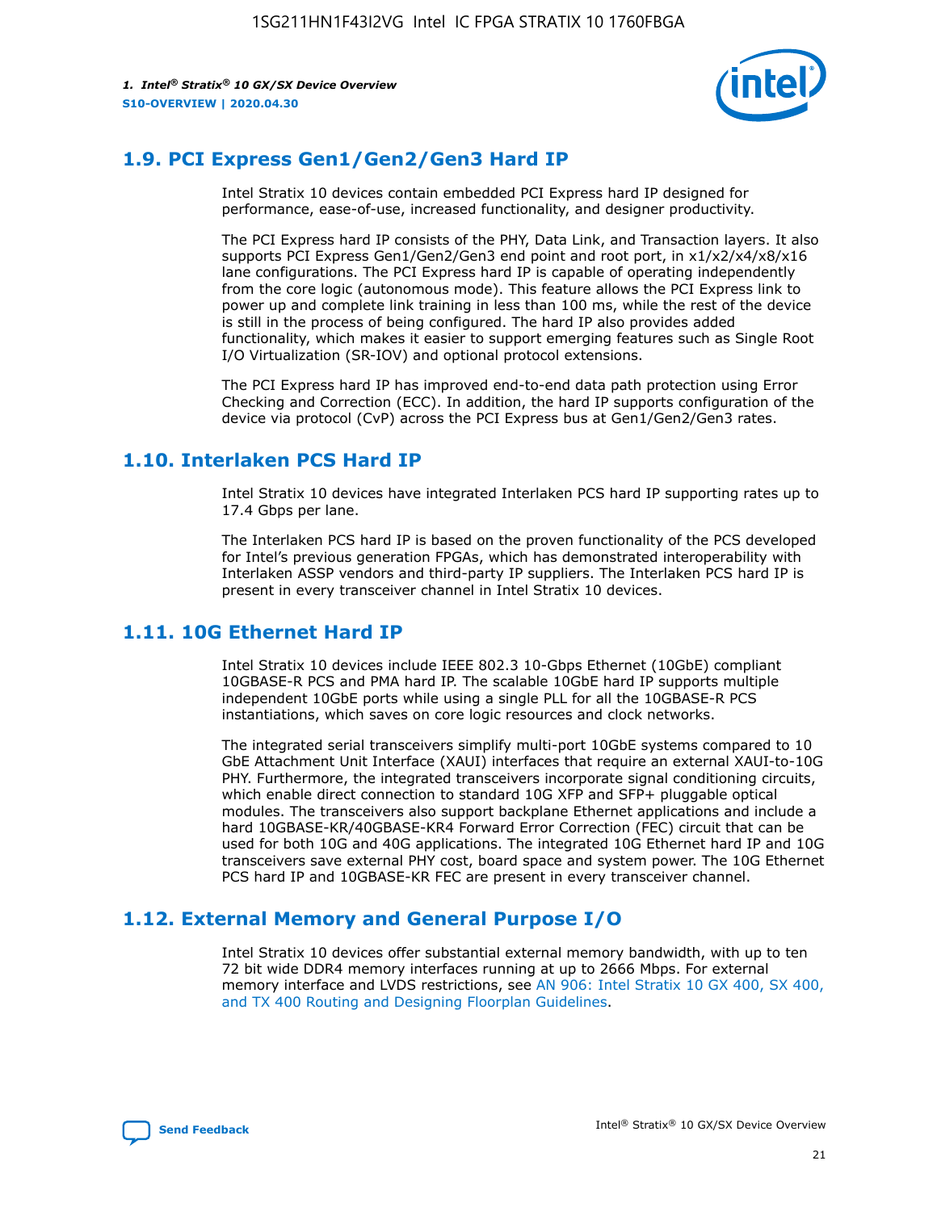## 1.9. PCI Express Gen1/Gen2/Gen3 Hard IP

Intel Stratix 10 devices contain embedded PCI Express hard IP designed for performance, ease-of-use, increased functionality, and designer productivity.

The PCI Express hard IP consists of the PHY, Data Link, and Transaction layers. It also supports PCI Express Gen1/Gen2/Gen3 end point and root port, in x1/x2/x4/x8/x16 lane configurations. The PCI Express hard IP is capable of operating independently from the core logic (autonomous mode). This feature allows the PCI Express link to power up and complete link training in less than 100 ms, while the rest of the device is still in the process of being configured. The hard IP also provides added functionality, which makes it easier to support emerging features such as Single Root I/O Virtualization (SR-IOV) and optional protocol extensions.

The PCI Express hard IP has improved end-to-end data path protection using Error Checking and Correction (ECC). In addition, the hard IP supports configuration of the device via protocol (CvP) across the PCI Express bus at Gen1/Gen2/Gen3 rates.

## 1.10. Interlaken PCS Hard IP

Intel Stratix 10 devices have integrated Interlaken PCS hard IP supporting rates up to 17.4 Gbps per lane.

The Interlaken PCS hard IP is based on the proven functionality of the PCS developed for Intel's previous generation FPGAs, which has demonstrated interoperability with Interlaken ASSP vendors and third-party IP suppliers. The Interlaken PCS hard IP is present in every transceiver channel in Intel Stratix 10 devices.

## 1.11. 10G Ethernet Hard IP

Intel Stratix 10 devices include IEEE 802.3 10-Gbps Ethernet (10GbE) compliant 10GBASE-R PCS and PMA hard IP. The scalable 10GbE hard IP supports multiple independent 10GbE ports while using a single PLL for all the 10GBASE-R PCS instantiations, which saves on core logic resources and clock networks.

The integrated serial transceivers simplify multi-port 10GbE systems compared to 10 GbE Attachment Unit Interface (XAUI) interfaces that require an external XAUI-to-10G PHY. Furthermore, the integrated transceivers incorporate signal conditioning circuits, which enable direct connection to standard 10G XFP and SFP+ pluggable optical modules. The transceivers also support backplane Ethernet applications and include a hard 10GBASE-KR/40GBASE-KR4 Forward Error Correction (FEC) circuit that can be used for both 10G and 40G applications. The integrated 10G Ethernet hard IP and 10G transceivers save external PHY cost, board space and system power. The 10G Ethernet PCS hard IP and 10GBASE-KR FEC are present in every transceiver channel.

## 1.12. External Memory and General Purpose I/O

Intel Stratix 10 devices offer substantial external memory bandwidth, with up to ten 72 bit wide DDR4 memory interfaces running at up to 2666 Mbps. For external memory interface and LVDS restrictions, see AN 906: Intel Stratix 10 GX 400, SX 400, and TX 400 Routing and Designing Floorplan Guidelines.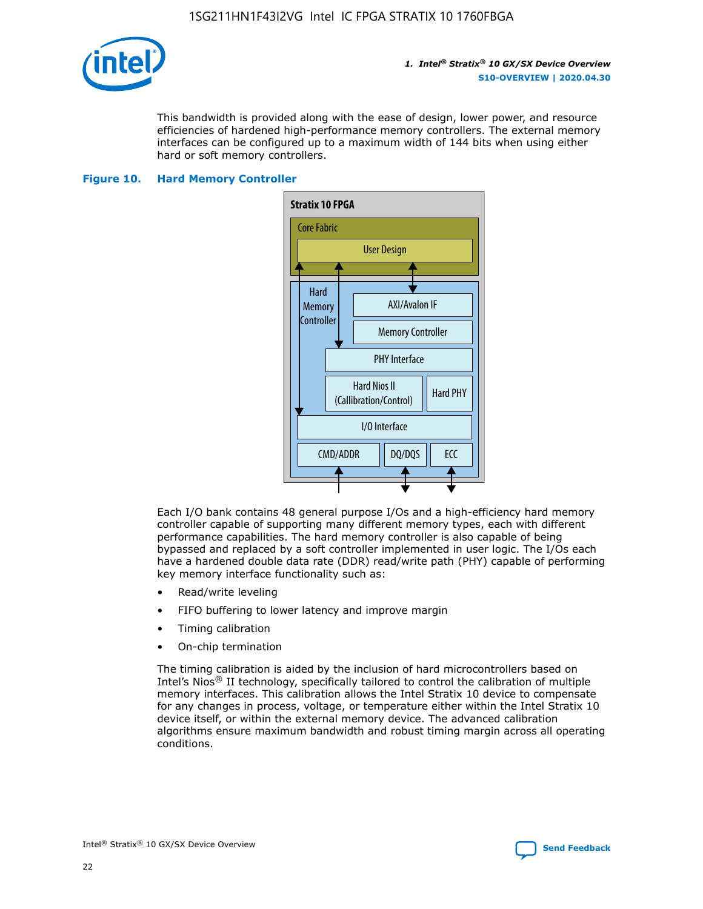This bandwidth is provided along with the ease of design, lower power, and resource efficiencies of hardened high-performance memory controllers. The external memory interfaces can be configured up to a maximum width of 144 bits when using either hard or soft memory controllers.

**Figure 10. Hard Memory Controller**

Each I/O bank contains 48 general purpose I/Os and a high-efficiency hard memory controller capable of supporting many different memory types, each with different performance capabilities. The hard memory controller is also capable of being bypassed and replaced by a soft controller implemented in user logic. The I/Os each have a hardened double data rate (DDR) read/write path (PHY) capable of performing key memory interface functionality such as:

- Read/write leveling
- FIFO buffering to lower latency and improve margin
- Timing calibration
- On-chip termination

The timing calibration is aided by the inclusion of hard microcontrollers based on Intel's Nios® II technology, specifically tailored to control the calibration of multiple memory interfaces. This calibration allows the Intel Stratix 10 device to compensate for any changes in process, voltage, or temperature either within the Intel Stratix 10 device itself, or within the external memory device. The advanced calibration algorithms ensure maximum bandwidth and robust timing margin across all operating conditions.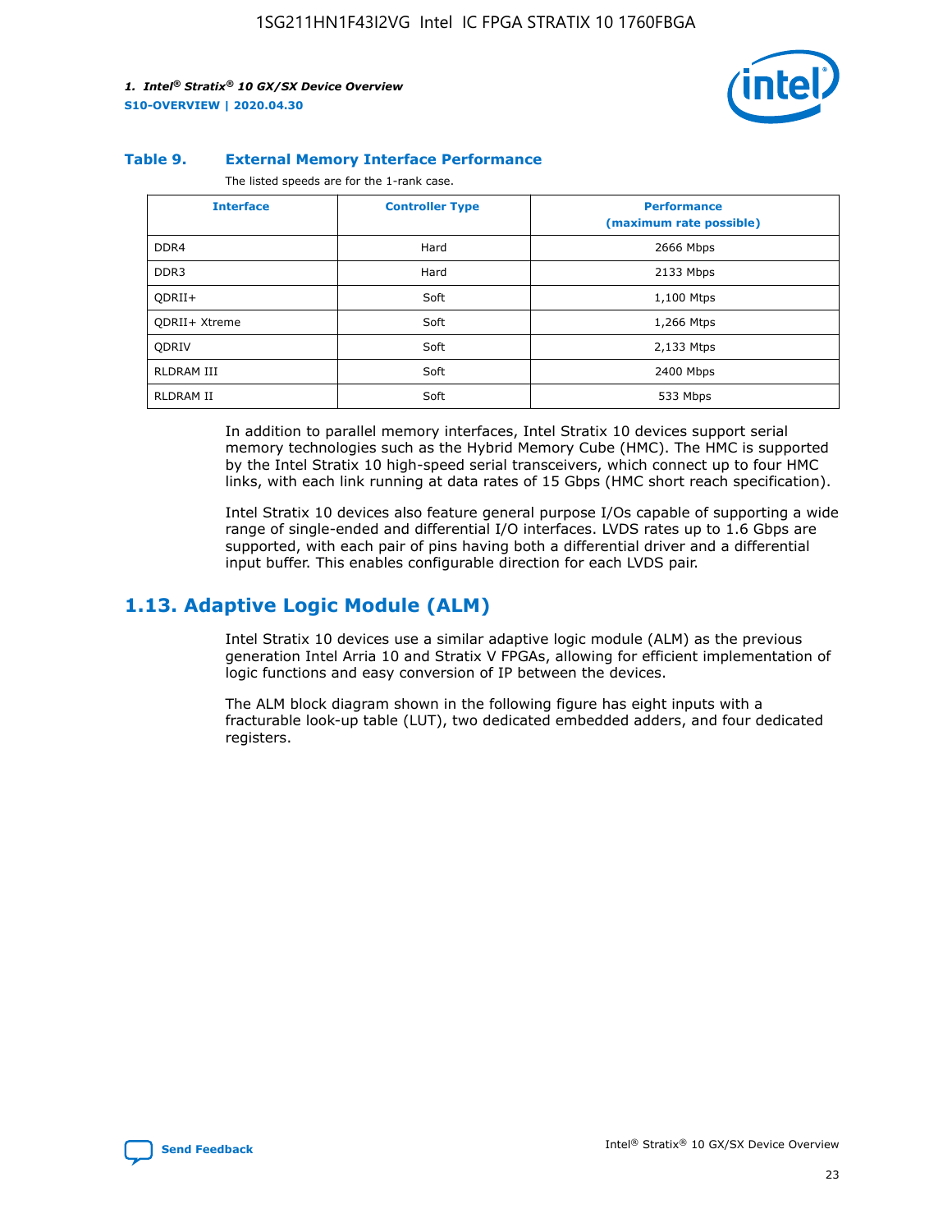**Table 9. External Memory Interface Performance**

The listed speeds are for the 1-rank case.

| Interface | Controller Type | Performance (maximum rate possible) |
| --- | --- | --- |
| DDR4 | Hard | 2666 Mbps |
| DDR3 | Hard | 2133 Mbps |
| QDRII+ | Soft | 1,100 Mtps |
| QDRII+ Xtreme | Soft | 1,266 Mtps |
| QDRIV | Soft | 2,133 Mtps |
| RLDRAM III | Soft | 2400 Mbps |
| RLDRAM II | Soft | 533 Mbps |

In addition to parallel memory interfaces, Intel Stratix 10 devices support serial memory technologies such as the Hybrid Memory Cube (HMC). The HMC is supported by the Intel Stratix 10 high-speed serial transceivers, which connect up to four HMC links, with each link running at data rates of 15 Gbps (HMC short reach specification).

Intel Stratix 10 devices also feature general purpose I/Os capable of supporting a wide range of single-ended and differential I/O interfaces. LVDS rates up to 1.6 Gbps are supported, with each pair of pins having both a differential driver and a differential input buffer. This enables configurable direction for each LVDS pair.

## 1.13. Adaptive Logic Module (ALM)

Intel Stratix 10 devices use a similar adaptive logic module (ALM) as the previous generation Intel Arria 10 and Stratix V FPGAs, allowing for efficient implementation of logic functions and easy conversion of IP between the devices.

The ALM block diagram shown in the following figure has eight inputs with a fracturable look-up table (LUT), two dedicated embedded adders, and four dedicated registers.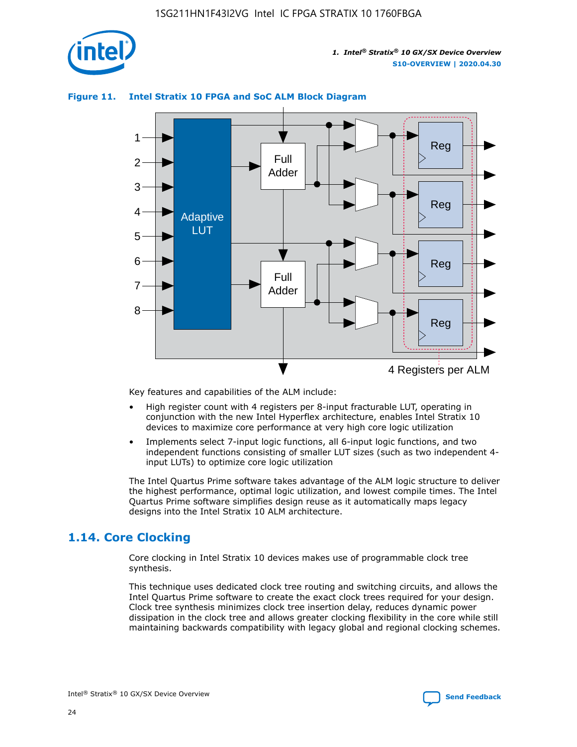**Figure 11. Intel Stratix 10 FPGA and SoC ALM Block Diagram**

Key features and capabilities of the ALM include:

- High register count with 4 registers per 8-input fracturable LUT, operating in conjunction with the new Intel Hyperflex architecture, enables Intel Stratix 10 devices to maximize core performance at very high core logic utilization
- Implements select 7-input logic functions, all 6-input logic functions, and two independent functions consisting of smaller LUT sizes (such as two independent 4-input LUTs) to optimize core logic utilization

The Intel Quartus Prime software takes advantage of the ALM logic structure to deliver the highest performance, optimal logic utilization, and lowest compile times. The Intel Quartus Prime software simplifies design reuse as it automatically maps legacy designs into the Intel Stratix 10 ALM architecture.

## 1.14. Core Clocking

Core clocking in Intel Stratix 10 devices makes use of programmable clock tree synthesis.

This technique uses dedicated clock tree routing and switching circuits, and allows the Intel Quartus Prime software to create the exact clock trees required for your design. Clock tree synthesis minimizes clock tree insertion delay, reduces dynamic power dissipation in the clock tree and allows greater clocking flexibility in the core while still maintaining backwards compatibility with legacy global and regional clocking schemes.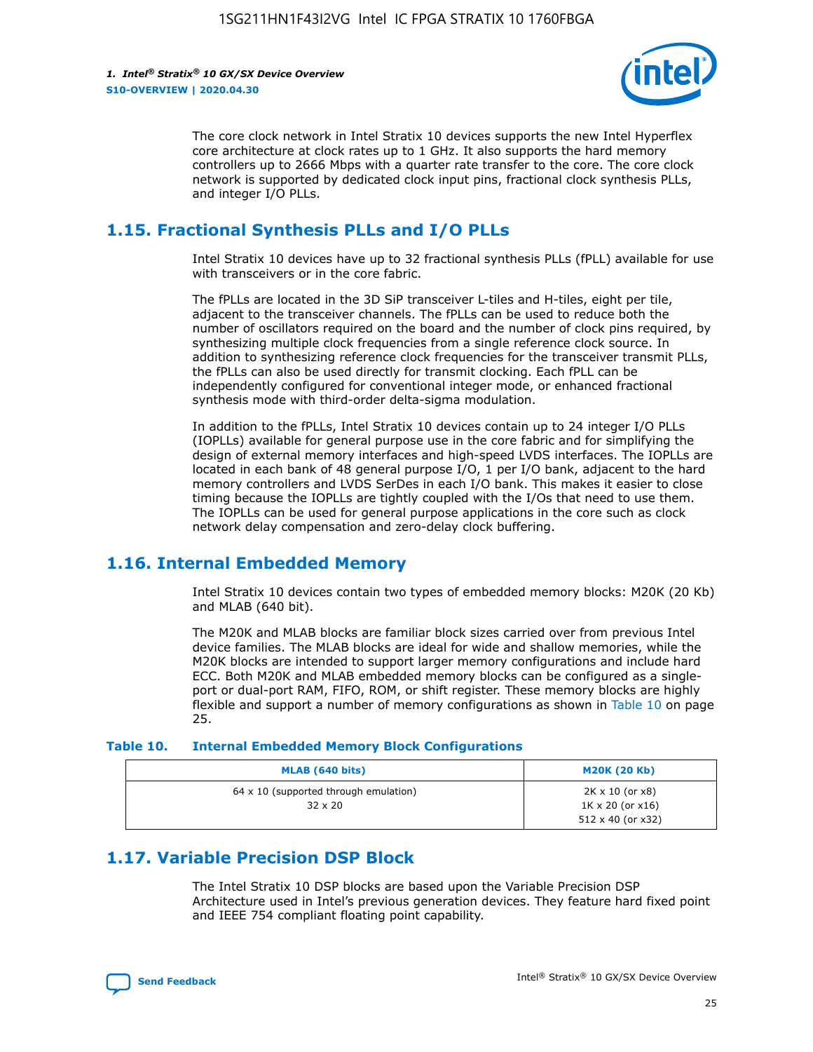The core clock network in Intel Stratix 10 devices supports the new Intel Hyperflex core architecture at clock rates up to 1 GHz. It also supports the hard memory controllers up to 2666 Mbps with a quarter rate transfer to the core. The core clock network is supported by dedicated clock input pins, fractional clock synthesis PLLs, and integer I/O PLLs.

## 1.15. Fractional Synthesis PLLs and I/O PLLs

Intel Stratix 10 devices have up to 32 fractional synthesis PLLs (fPLL) available for use with transceivers or in the core fabric.

The fPLLs are located in the 3D SiP transceiver L-tiles and H-tiles, eight per tile, adjacent to the transceiver channels. The fPLLs can be used to reduce both the number of oscillators required on the board and the number of clock pins required, by synthesizing multiple clock frequencies from a single reference clock source. In addition to synthesizing reference clock frequencies for the transceiver transmit PLLs, the fPLLs can also be used directly for transmit clocking. Each fPLL can be independently configured for conventional integer mode, or enhanced fractional synthesis mode with third-order delta-sigma modulation.

In addition to the fPLLs, Intel Stratix 10 devices contain up to 24 integer I/O PLLs (IOPLLs) available for general purpose use in the core fabric and for simplifying the design of external memory interfaces and high-speed LVDS interfaces. The IOPLLs are located in each bank of 48 general purpose I/O, 1 per I/O bank, adjacent to the hard memory controllers and LVDS SerDes in each I/O bank. This makes it easier to close timing because the IOPLLs are tightly coupled with the I/Os that need to use them. The IOPLLs can be used for general purpose applications in the core such as clock network delay compensation and zero-delay clock buffering.

## 1.16. Internal Embedded Memory

Intel Stratix 10 devices contain two types of embedded memory blocks: M20K (20 Kb) and MLAB (640 bit).

The M20K and MLAB blocks are familiar block sizes carried over from previous Intel device families. The MLAB blocks are ideal for wide and shallow memories, while the M20K blocks are intended to support larger memory configurations and include hard ECC. Both M20K and MLAB embedded memory blocks can be configured as a single-port or dual-port RAM, FIFO, ROM, or shift register. These memory blocks are highly flexible and support a number of memory configurations as shown in Table 10 on page 25.

**Table 10. Internal Embedded Memory Block Configurations**

| MLAB (640 bits) | M20K (20 Kb) |
|---|---|
| 64 x 10 (supported through emulation)<br>32 x 20 | 2K x 10 (or x8)<br>1K x 20 (or x16)<br>512 x 40 (or x32) |

## 1.17. Variable Precision DSP Block

The Intel Stratix 10 DSP blocks are based upon the Variable Precision DSP Architecture used in Intel's previous generation devices. They feature hard fixed point and IEEE 754 compliant floating point capability.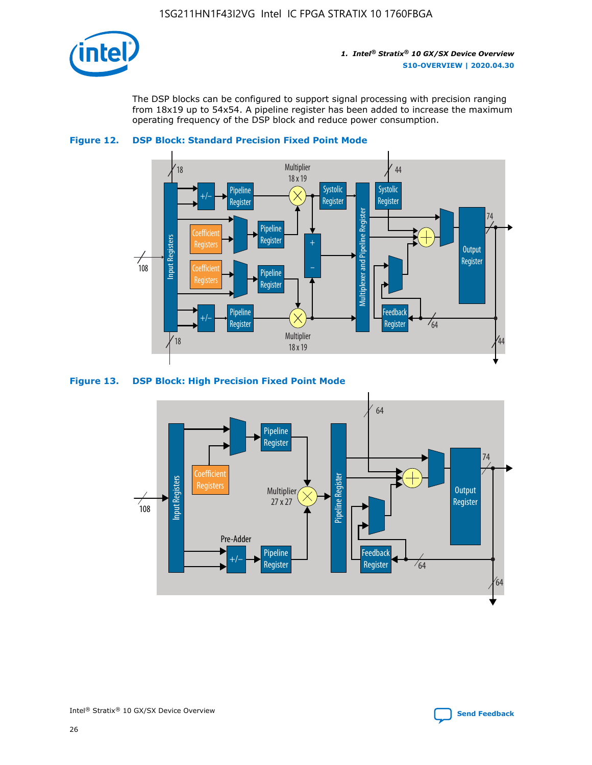The DSP blocks can be configured to support signal processing with precision ranging from 18x19 up to 54x54. A pipeline register has been added to increase the maximum operating frequency of the DSP block and reduce power consumption.

**Figure 12. DSP Block: Standard Precision Fixed Point Mode**

**Figure 13. DSP Block: High Precision Fixed Point Mode**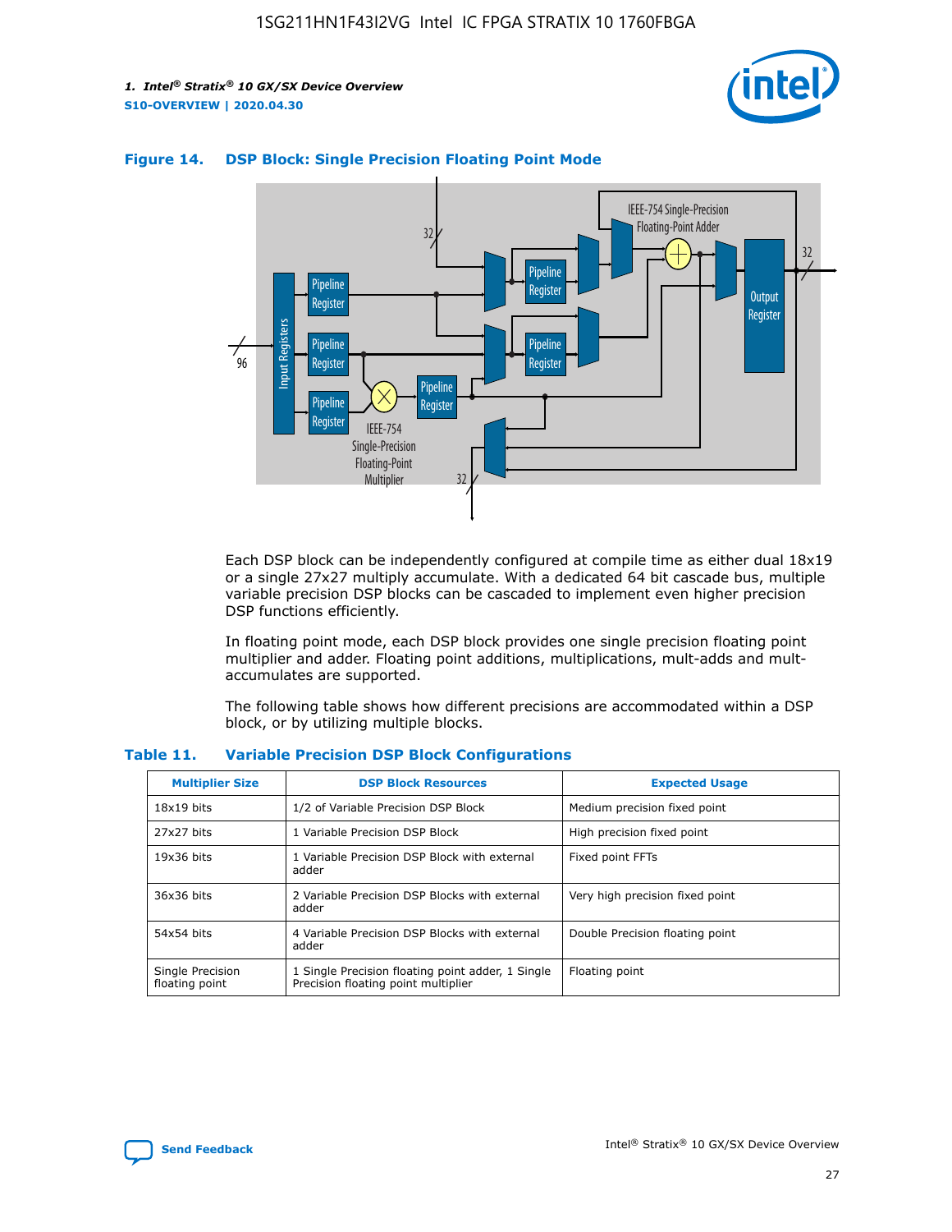**Figure 14. DSP Block: Single Precision Floating Point Mode**

Each DSP block can be independently configured at compile time as either dual 18x19 or a single 27x27 multiply accumulate. With a dedicated 64 bit cascade bus, multiple variable precision DSP blocks can be cascaded to implement even higher precision DSP functions efficiently.

In floating point mode, each DSP block provides one single precision floating point multiplier and adder. Floating point additions, multiplications, mult-adds and mult-accumulates are supported.

The following table shows how different precisions are accommodated within a DSP block, or by utilizing multiple blocks.

**Table 11. Variable Precision DSP Block Configurations**

| Multiplier Size | DSP Block Resources | Expected Usage |
|---|---|---|
| 18x19 bits | 1/2 of Variable Precision DSP Block | Medium precision fixed point |
| 27x27 bits | 1 Variable Precision DSP Block | High precision fixed point |
| 19x36 bits | 1 Variable Precision DSP Block with external adder | Fixed point FFTs |
| 36x36 bits | 2 Variable Precision DSP Blocks with external adder | Very high precision fixed point |
| 54x54 bits | 4 Variable Precision DSP Blocks with external adder | Double Precision floating point |
| Single Precision floating point | 1 Single Precision floating point adder, 1 Single Precision floating point multiplier | Floating point |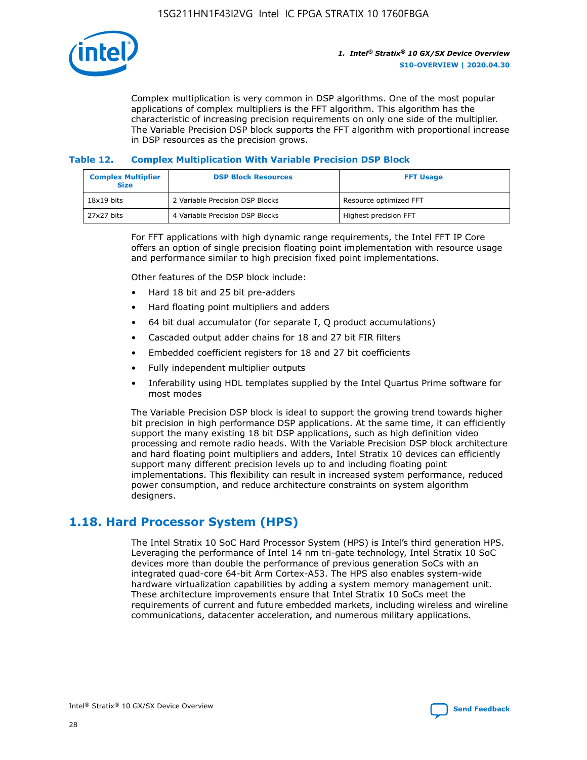Complex multiplication is very common in DSP algorithms. One of the most popular applications of complex multipliers is the FFT algorithm. This algorithm has the characteristic of increasing precision requirements on only one side of the multiplier. The Variable Precision DSP block supports the FFT algorithm with proportional increase in DSP resources as the precision grows.

**Table 12. Complex Multiplication With Variable Precision DSP Block**

| Complex Multiplier Size | DSP Block Resources | FFT Usage |
| --- | --- | --- |
| 18x19 bits | 2 Variable Precision DSP Blocks | Resource optimized FFT |
| 27x27 bits | 4 Variable Precision DSP Blocks | Highest precision FFT |

For FFT applications with high dynamic range requirements, the Intel FFT IP Core offers an option of single precision floating point implementation with resource usage and performance similar to high precision fixed point implementations.

Other features of the DSP block include:

- Hard 18 bit and 25 bit pre-adders
- Hard floating point multipliers and adders
- 64 bit dual accumulator (for separate I, Q product accumulations)
- Cascaded output adder chains for 18 and 27 bit FIR filters
- Embedded coefficient registers for 18 and 27 bit coefficients
- Fully independent multiplier outputs
- Inferability using HDL templates supplied by the Intel Quartus Prime software for most modes

The Variable Precision DSP block is ideal to support the growing trend towards higher bit precision in high performance DSP applications. At the same time, it can efficiently support the many existing 18 bit DSP applications, such as high definition video processing and remote radio heads. With the Variable Precision DSP block architecture and hard floating point multipliers and adders, Intel Stratix 10 devices can efficiently support many different precision levels up to and including floating point implementations. This flexibility can result in increased system performance, reduced power consumption, and reduce architecture constraints on system algorithm designers.

## 1.18. Hard Processor System (HPS)

The Intel Stratix 10 SoC Hard Processor System (HPS) is Intel's third generation HPS. Leveraging the performance of Intel 14 nm tri-gate technology, Intel Stratix 10 SoC devices more than double the performance of previous generation SoCs with an integrated quad-core 64-bit Arm Cortex-A53. The HPS also enables system-wide hardware virtualization capabilities by adding a system memory management unit. These architecture improvements ensure that Intel Stratix 10 SoCs meet the requirements of current and future embedded markets, including wireless and wireline communications, datacenter acceleration, and numerous military applications.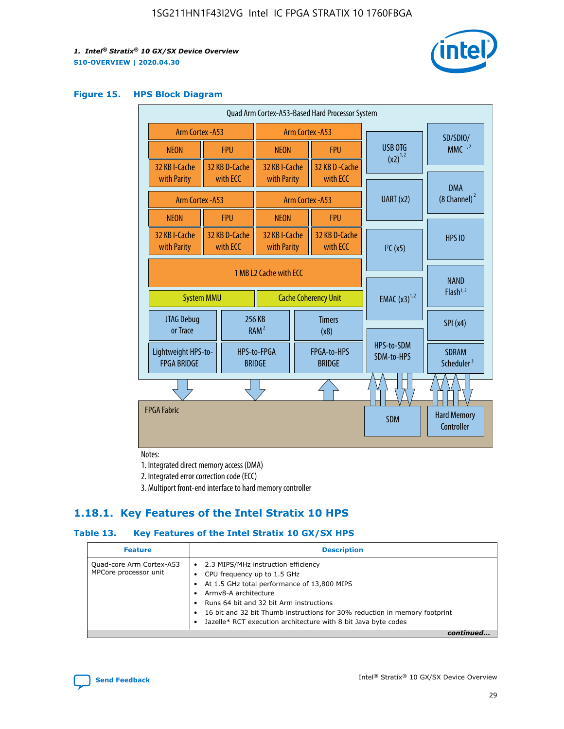## Figure 15. HPS Block Diagram

Quad Arm Cortex-A53-Based Hard Processor System

| Arm Cortex -A53 | | Arm Cortex -A53 | |
|---|---|---|---|
| NEON | FPU | NEON | FPU |
| 32 KB I-Cache with Parity | 32 KB D-Cache with ECC | 32 KB I-Cache with Parity | 32 KB D -Cache with ECC |
| Arm Cortex -A53 | | Arm Cortex -A53 | |
| NEON | FPU | NEON | FPU |
| 32 KB I-Cache with Parity | 32 KB D-Cache with ECC | 32 KB I-Cache with Parity | 32 KB D-Cache with ECC |

1 MB L2 Cache with ECC

System MMU | Cache Coherency Unit

JTAG Debug or Trace | 256 KB RAM [2] | Timers (x8)

Lightweight HPS-to-FPGA BRIDGE | HPS-to-FPGA BRIDGE | FPGA-to-HPS BRIDGE

USB OTG (x2) [1,2] | UART (x2) | I²C (x5) | EMAC (x3) [1,2] | HPS-to-SDM SDM-to-HPS

SD/SDIO/MMC [1,2] | DMA (8 Channel) [2] | HPS IO | NAND Flash [1,2] | SPI (x4) | SDRAM Scheduler [3]

FPGA Fabric | SDM | Hard Memory Controller

Notes:

1. Integrated direct memory access (DMA)
2. Integrated error correction code (ECC)
3. Multiport front-end interface to hard memory controller

## 1.18.1. Key Features of the Intel Stratix 10 HPS

### Table 13. Key Features of the Intel Stratix 10 GX/SX HPS

| Feature | Description |
|---|---|
| Quad-core Arm Cortex-A53 MPCore processor unit | • 2.3 MIPS/MHz instruction efficiency<br>• CPU frequency up to 1.5 GHz<br>• At 1.5 GHz total performance of 13,800 MIPS<br>• Armv8-A architecture<br>• Runs 64 bit and 32 bit Arm instructions<br>• 16 bit and 32 bit Thumb instructions for 30% reduction in memory footprint<br>• Jazelle* RCT execution architecture with 8 bit Java byte codes |

*continued...*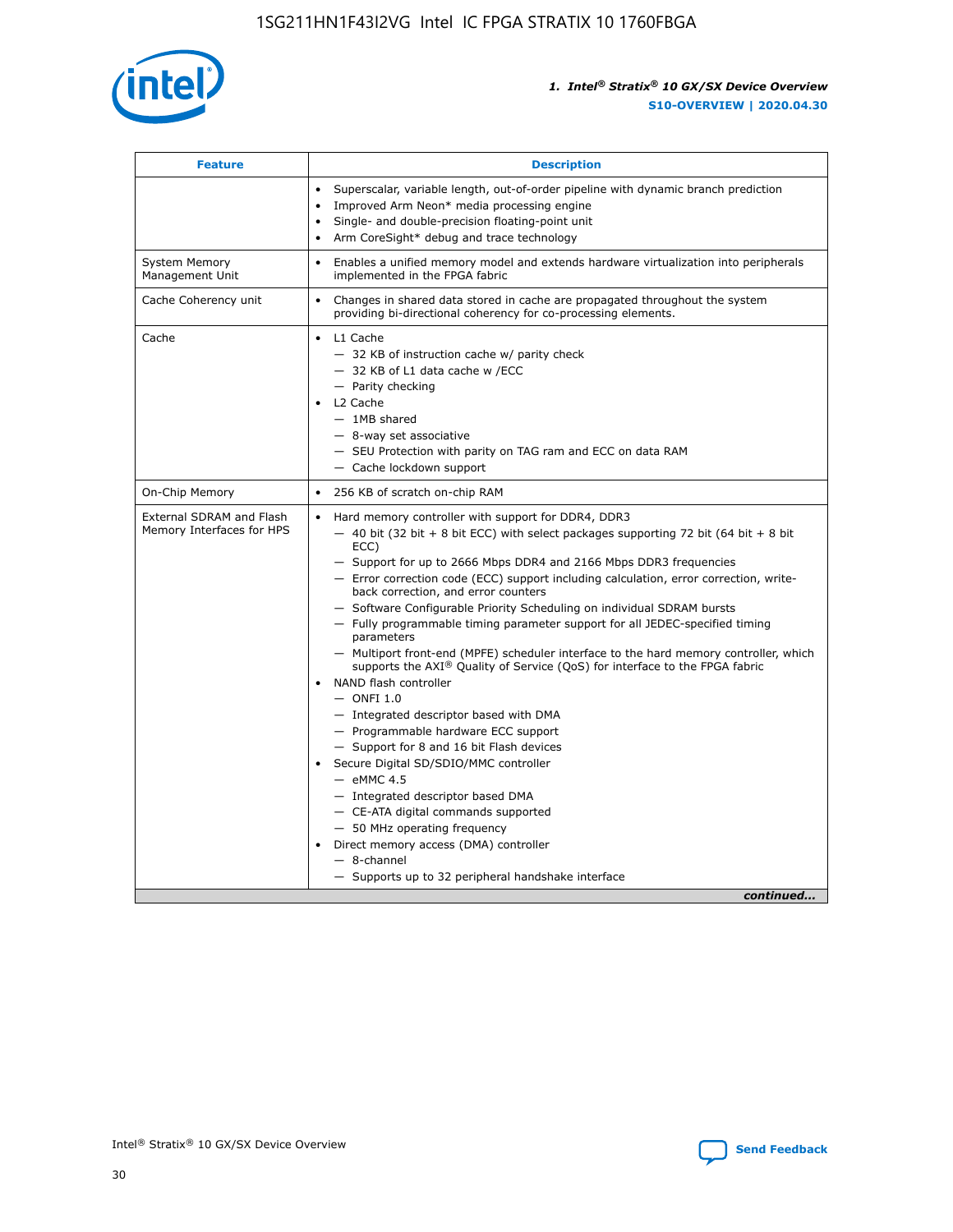| Feature | Description |
| --- | --- |
|  | • Superscalar, variable length, out-of-order pipeline with dynamic branch prediction<br>• Improved Arm Neon* media processing engine<br>• Single- and double-precision floating-point unit<br>• Arm CoreSight* debug and trace technology |
| System Memory Management Unit | • Enables a unified memory model and extends hardware virtualization into peripherals implemented in the FPGA fabric |
| Cache Coherency unit | • Changes in shared data stored in cache are propagated throughout the system providing bi-directional coherency for co-processing elements. |
| Cache | • L1 Cache<br>— 32 KB of instruction cache w/ parity check<br>— 32 KB of L1 data cache w /ECC<br>— Parity checking<br>• L2 Cache<br>— 1MB shared<br>— 8-way set associative<br>— SEU Protection with parity on TAG ram and ECC on data RAM<br>— Cache lockdown support |
| On-Chip Memory | • 256 KB of scratch on-chip RAM |
| External SDRAM and Flash Memory Interfaces for HPS | • Hard memory controller with support for DDR4, DDR3<br>— 40 bit (32 bit + 8 bit ECC) with select packages supporting 72 bit (64 bit + 8 bit ECC)<br>— Support for up to 2666 Mbps DDR4 and 2166 Mbps DDR3 frequencies<br>— Error correction code (ECC) support including calculation, error correction, write-back correction, and error counters<br>— Software Configurable Priority Scheduling on individual SDRAM bursts<br>— Fully programmable timing parameter support for all JEDEC-specified timing parameters<br>— Multiport front-end (MPFE) scheduler interface to the hard memory controller, which supports the AXI® Quality of Service (QoS) for interface to the FPGA fabric<br>• NAND flash controller<br>— ONFI 1.0<br>— Integrated descriptor based with DMA<br>— Programmable hardware ECC support<br>— Support for 8 and 16 bit Flash devices<br>• Secure Digital SD/SDIO/MMC controller<br>— eMMC 4.5<br>— Integrated descriptor based DMA<br>— CE-ATA digital commands supported<br>— 50 MHz operating frequency<br>• Direct memory access (DMA) controller<br>— 8-channel<br>— Supports up to 32 peripheral handshake interface |

*continued...*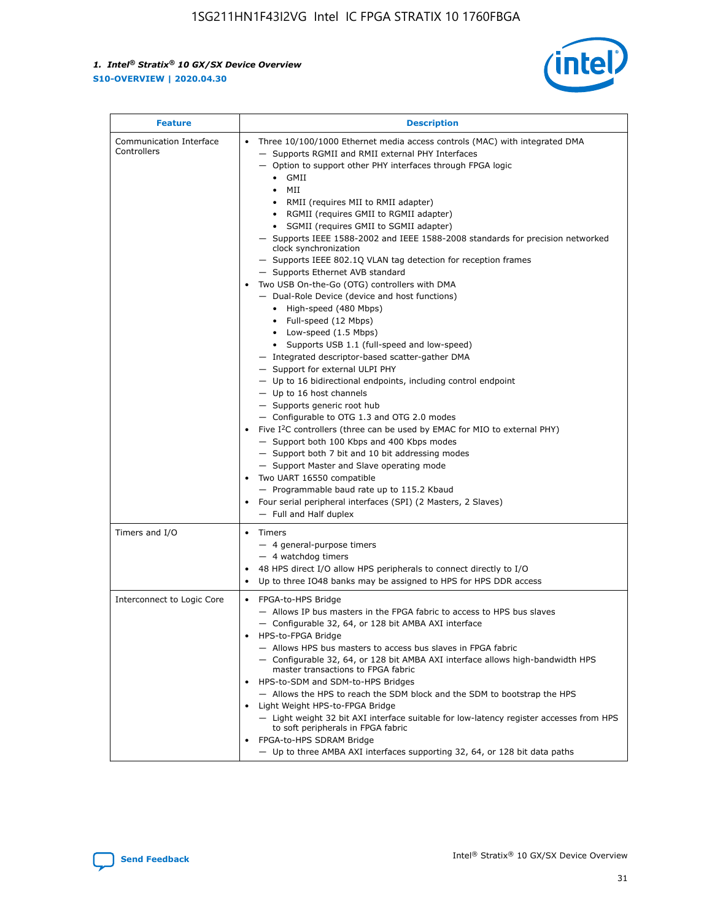| Feature | Description |
| --- | --- |
| Communication Interface Controllers | • Three 10/100/1000 Ethernet media access controls (MAC) with integrated DMA<br>— Supports RGMII and RMII external PHY Interfaces<br>— Option to support other PHY interfaces through FPGA logic<br>• GMII<br>• MII<br>• RMII (requires MII to RMII adapter)<br>• RGMII (requires GMII to RGMII adapter)<br>• SGMII (requires GMII to SGMII adapter)<br>— Supports IEEE 1588-2002 and IEEE 1588-2008 standards for precision networked clock synchronization<br>— Supports IEEE 802.1Q VLAN tag detection for reception frames<br>— Supports Ethernet AVB standard<br>• Two USB On-the-Go (OTG) controllers with DMA<br>— Dual-Role Device (device and host functions)<br>• High-speed (480 Mbps)<br>• Full-speed (12 Mbps)<br>• Low-speed (1.5 Mbps)<br>• Supports USB 1.1 (full-speed and low-speed)<br>— Integrated descriptor-based scatter-gather DMA<br>— Support for external ULPI PHY<br>— Up to 16 bidirectional endpoints, including control endpoint<br>— Up to 16 host channels<br>— Supports generic root hub<br>— Configurable to OTG 1.3 and OTG 2.0 modes<br>• Five I$^2$C controllers (three can be used by EMAC for MIO to external PHY)<br>— Support both 100 Kbps and 400 Kbps modes<br>— Support both 7 bit and 10 bit addressing modes<br>— Support Master and Slave operating mode<br>• Two UART 16550 compatible<br>— Programmable baud rate up to 115.2 Kbaud<br>• Four serial peripheral interfaces (SPI) (2 Masters, 2 Slaves)<br>— Full and Half duplex |
| Timers and I/O | • Timers<br>— 4 general-purpose timers<br>— 4 watchdog timers<br>• 48 HPS direct I/O allow HPS peripherals to connect directly to I/O<br>• Up to three IO48 banks may be assigned to HPS for HPS DDR access |
| Interconnect to Logic Core | • FPGA-to-HPS Bridge<br>— Allows IP bus masters in the FPGA fabric to access to HPS bus slaves<br>— Configurable 32, 64, or 128 bit AMBA AXI interface<br>• HPS-to-FPGA Bridge<br>— Allows HPS bus masters to access bus slaves in FPGA fabric<br>— Configurable 32, 64, or 128 bit AMBA AXI interface allows high-bandwidth HPS master transactions to FPGA fabric<br>• HPS-to-SDM and SDM-to-HPS Bridges<br>— Allows the HPS to reach the SDM block and the SDM to bootstrap the HPS<br>• Light Weight HPS-to-FPGA Bridge<br>— Light weight 32 bit AXI interface suitable for low-latency register accesses from HPS to soft peripherals in FPGA fabric<br>• FPGA-to-HPS SDRAM Bridge<br>— Up to three AMBA AXI interfaces supporting 32, 64, or 128 bit data paths |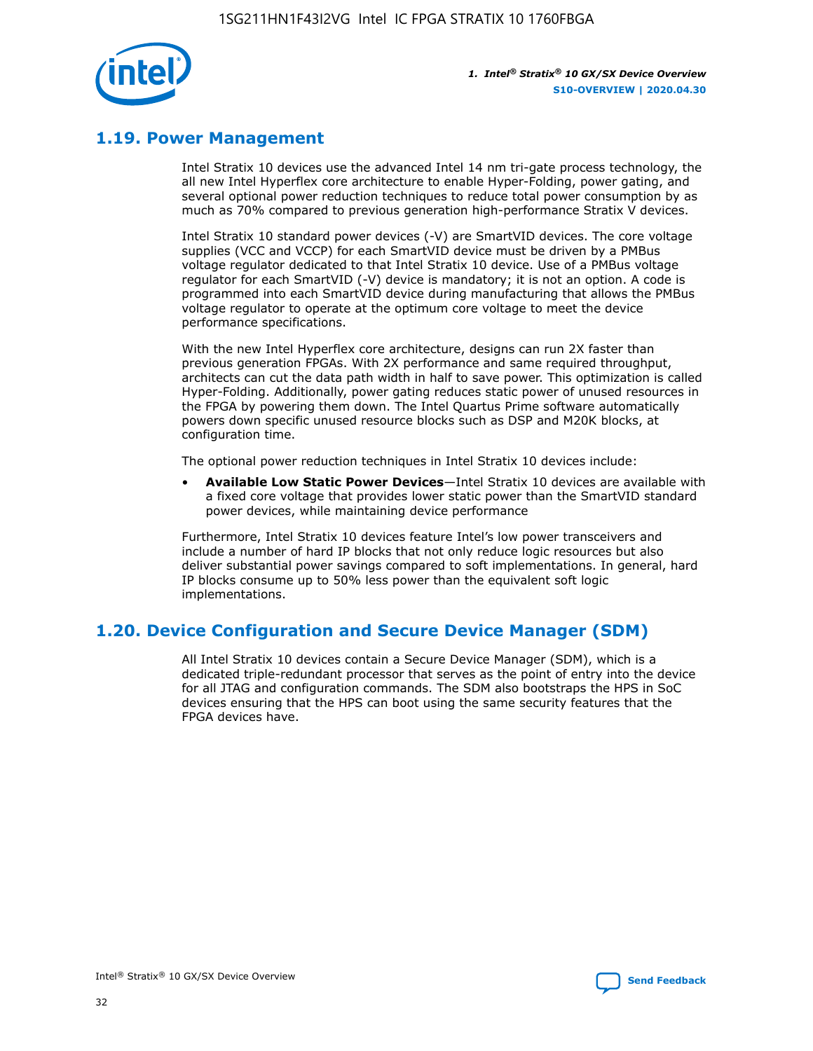## 1.19. Power Management

Intel Stratix 10 devices use the advanced Intel 14 nm tri-gate process technology, the all new Intel Hyperflex core architecture to enable Hyper-Folding, power gating, and several optional power reduction techniques to reduce total power consumption by as much as 70% compared to previous generation high-performance Stratix V devices.

Intel Stratix 10 standard power devices (-V) are SmartVID devices. The core voltage supplies (VCC and VCCP) for each SmartVID device must be driven by a PMBus voltage regulator dedicated to that Intel Stratix 10 device. Use of a PMBus voltage regulator for each SmartVID (-V) device is mandatory; it is not an option. A code is programmed into each SmartVID device during manufacturing that allows the PMBus voltage regulator to operate at the optimum core voltage to meet the device performance specifications.

With the new Intel Hyperflex core architecture, designs can run 2X faster than previous generation FPGAs. With 2X performance and same required throughput, architects can cut the data path width in half to save power. This optimization is called Hyper-Folding. Additionally, power gating reduces static power of unused resources in the FPGA by powering them down. The Intel Quartus Prime software automatically powers down specific unused resource blocks such as DSP and M20K blocks, at configuration time.

The optional power reduction techniques in Intel Stratix 10 devices include:

- **Available Low Static Power Devices**—Intel Stratix 10 devices are available with a fixed core voltage that provides lower static power than the SmartVID standard power devices, while maintaining device performance

Furthermore, Intel Stratix 10 devices feature Intel's low power transceivers and include a number of hard IP blocks that not only reduce logic resources but also deliver substantial power savings compared to soft implementations. In general, hard IP blocks consume up to 50% less power than the equivalent soft logic implementations.

## 1.20. Device Configuration and Secure Device Manager (SDM)

All Intel Stratix 10 devices contain a Secure Device Manager (SDM), which is a dedicated triple-redundant processor that serves as the point of entry into the device for all JTAG and configuration commands. The SDM also bootstraps the HPS in SoC devices ensuring that the HPS can boot using the same security features that the FPGA devices have.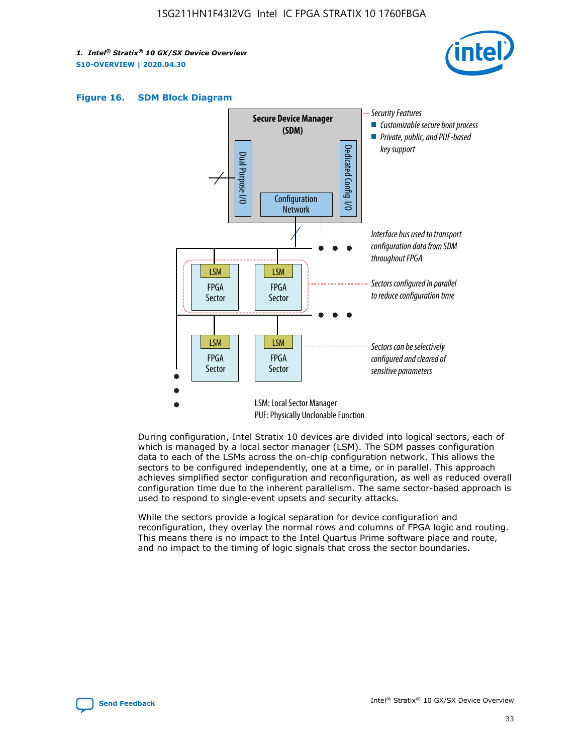**Figure 16. SDM Block Diagram**

During configuration, Intel Stratix 10 devices are divided into logical sectors, each of which is managed by a local sector manager (LSM). The SDM passes configuration data to each of the LSMs across the on-chip configuration network. This allows the sectors to be configured independently, one at a time, or in parallel. This approach achieves simplified sector configuration and reconfiguration, as well as reduced overall configuration time due to the inherent parallelism. The same sector-based approach is used to respond to single-event upsets and security attacks.

While the sectors provide a logical separation for device configuration and reconfiguration, they overlay the normal rows and columns of FPGA logic and routing. This means there is no impact to the Intel Quartus Prime software place and route, and no impact to the timing of logic signals that cross the sector boundaries.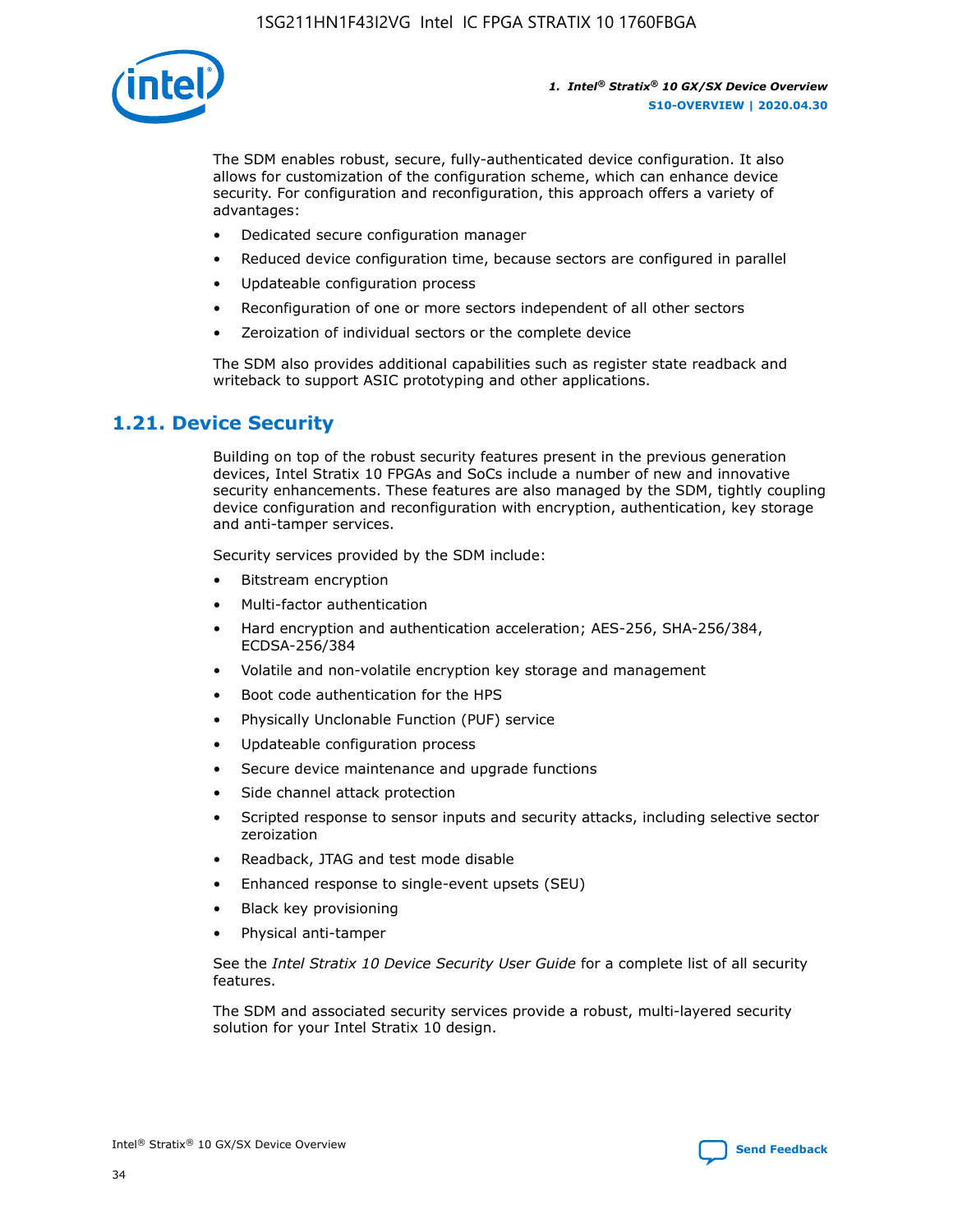The SDM enables robust, secure, fully-authenticated device configuration. It also allows for customization of the configuration scheme, which can enhance device security. For configuration and reconfiguration, this approach offers a variety of advantages:

- Dedicated secure configuration manager
- Reduced device configuration time, because sectors are configured in parallel
- Updateable configuration process
- Reconfiguration of one or more sectors independent of all other sectors
- Zeroization of individual sectors or the complete device

The SDM also provides additional capabilities such as register state readback and writeback to support ASIC prototyping and other applications.

## 1.21. Device Security

Building on top of the robust security features present in the previous generation devices, Intel Stratix 10 FPGAs and SoCs include a number of new and innovative security enhancements. These features are also managed by the SDM, tightly coupling device configuration and reconfiguration with encryption, authentication, key storage and anti-tamper services.

Security services provided by the SDM include:

- Bitstream encryption
- Multi-factor authentication
- Hard encryption and authentication acceleration; AES-256, SHA-256/384, ECDSA-256/384
- Volatile and non-volatile encryption key storage and management
- Boot code authentication for the HPS
- Physically Unclonable Function (PUF) service
- Updateable configuration process
- Secure device maintenance and upgrade functions
- Side channel attack protection
- Scripted response to sensor inputs and security attacks, including selective sector zeroization
- Readback, JTAG and test mode disable
- Enhanced response to single-event upsets (SEU)
- Black key provisioning
- Physical anti-tamper

See the *Intel Stratix 10 Device Security User Guide* for a complete list of all security features.

The SDM and associated security services provide a robust, multi-layered security solution for your Intel Stratix 10 design.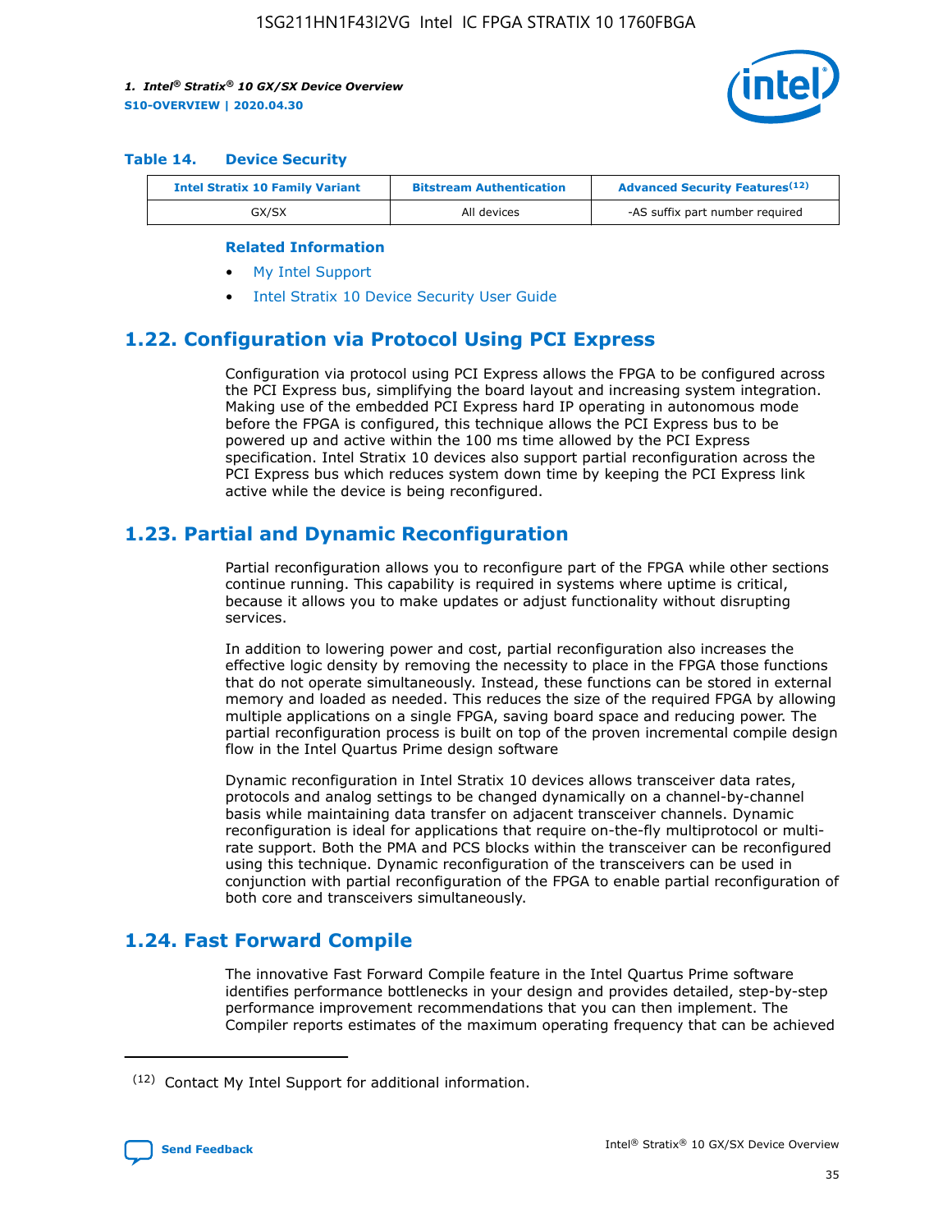**Table 14. Device Security**

| Intel Stratix 10 Family Variant | Bitstream Authentication | Advanced Security Features[12] |
|---|---|---|
| GX/SX | All devices | -AS suffix part number required |

**Related Information**

- My Intel Support
- Intel Stratix 10 Device Security User Guide

## 1.22. Configuration via Protocol Using PCI Express

Configuration via protocol using PCI Express allows the FPGA to be configured across the PCI Express bus, simplifying the board layout and increasing system integration. Making use of the embedded PCI Express hard IP operating in autonomous mode before the FPGA is configured, this technique allows the PCI Express bus to be powered up and active within the 100 ms time allowed by the PCI Express specification. Intel Stratix 10 devices also support partial reconfiguration across the PCI Express bus which reduces system down time by keeping the PCI Express link active while the device is being reconfigured.

## 1.23. Partial and Dynamic Reconfiguration

Partial reconfiguration allows you to reconfigure part of the FPGA while other sections continue running. This capability is required in systems where uptime is critical, because it allows you to make updates or adjust functionality without disrupting services.

In addition to lowering power and cost, partial reconfiguration also increases the effective logic density by removing the necessity to place in the FPGA those functions that do not operate simultaneously. Instead, these functions can be stored in external memory and loaded as needed. This reduces the size of the required FPGA by allowing multiple applications on a single FPGA, saving board space and reducing power. The partial reconfiguration process is built on top of the proven incremental compile design flow in the Intel Quartus Prime design software

Dynamic reconfiguration in Intel Stratix 10 devices allows transceiver data rates, protocols and analog settings to be changed dynamically on a channel-by-channel basis while maintaining data transfer on adjacent transceiver channels. Dynamic reconfiguration is ideal for applications that require on-the-fly multiprotocol or multi-rate support. Both the PMA and PCS blocks within the transceiver can be reconfigured using this technique. Dynamic reconfiguration of the transceivers can be used in conjunction with partial reconfiguration of the FPGA to enable partial reconfiguration of both core and transceivers simultaneously.

## 1.24. Fast Forward Compile

The innovative Fast Forward Compile feature in the Intel Quartus Prime software identifies performance bottlenecks in your design and provides detailed, step-by-step performance improvement recommendations that you can then implement. The Compiler reports estimates of the maximum operating frequency that can be achieved

[12] Contact My Intel Support for additional information.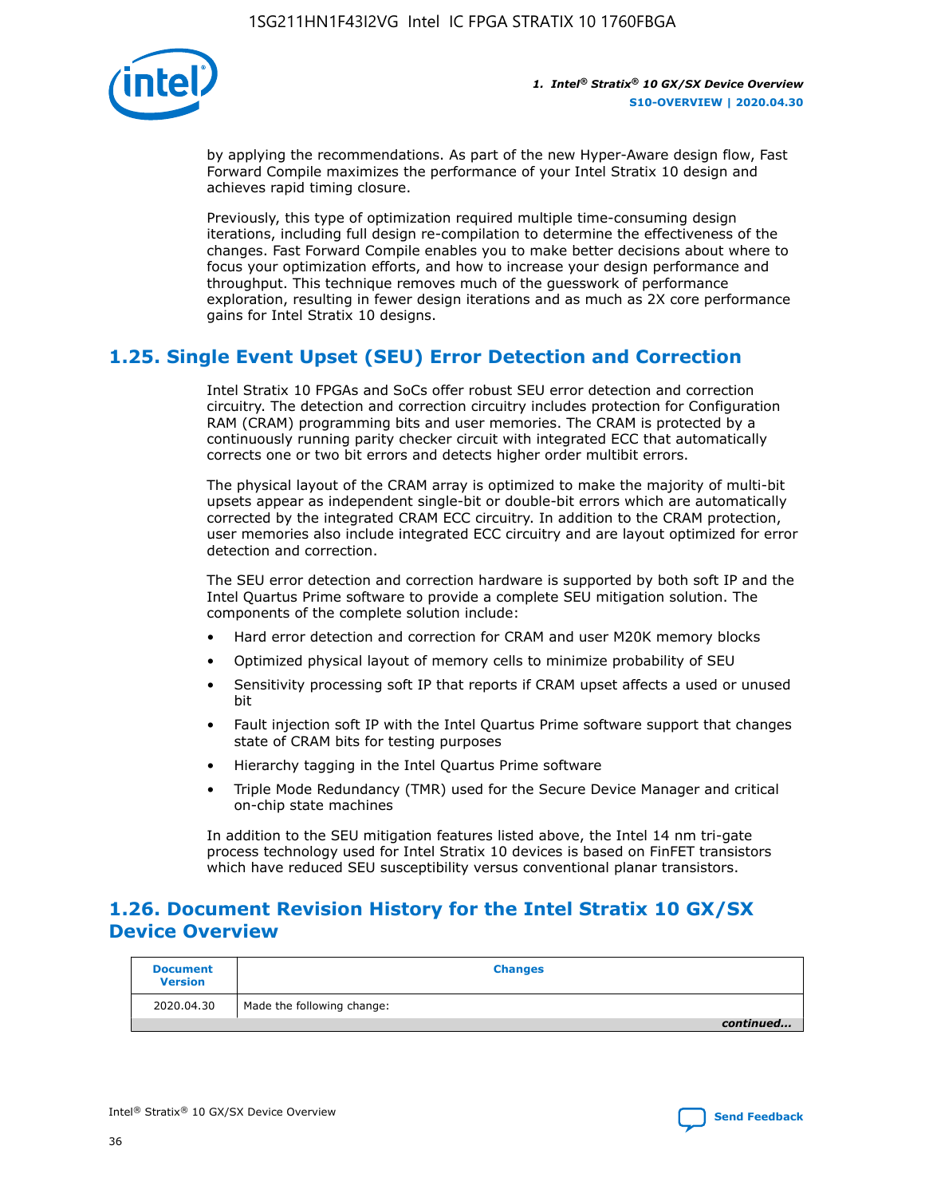by applying the recommendations. As part of the new Hyper-Aware design flow, Fast Forward Compile maximizes the performance of your Intel Stratix 10 design and achieves rapid timing closure.

Previously, this type of optimization required multiple time-consuming design iterations, including full design re-compilation to determine the effectiveness of the changes. Fast Forward Compile enables you to make better decisions about where to focus your optimization efforts, and how to increase your design performance and throughput. This technique removes much of the guesswork of performance exploration, resulting in fewer design iterations and as much as 2X core performance gains for Intel Stratix 10 designs.

## 1.25. Single Event Upset (SEU) Error Detection and Correction

Intel Stratix 10 FPGAs and SoCs offer robust SEU error detection and correction circuitry. The detection and correction circuitry includes protection for Configuration RAM (CRAM) programming bits and user memories. The CRAM is protected by a continuously running parity checker circuit with integrated ECC that automatically corrects one or two bit errors and detects higher order multibit errors.

The physical layout of the CRAM array is optimized to make the majority of multi-bit upsets appear as independent single-bit or double-bit errors which are automatically corrected by the integrated CRAM ECC circuitry. In addition to the CRAM protection, user memories also include integrated ECC circuitry and are layout optimized for error detection and correction.

The SEU error detection and correction hardware is supported by both soft IP and the Intel Quartus Prime software to provide a complete SEU mitigation solution. The components of the complete solution include:

- Hard error detection and correction for CRAM and user M20K memory blocks
- Optimized physical layout of memory cells to minimize probability of SEU
- Sensitivity processing soft IP that reports if CRAM upset affects a used or unused bit
- Fault injection soft IP with the Intel Quartus Prime software support that changes state of CRAM bits for testing purposes
- Hierarchy tagging in the Intel Quartus Prime software
- Triple Mode Redundancy (TMR) used for the Secure Device Manager and critical on-chip state machines

In addition to the SEU mitigation features listed above, the Intel 14 nm tri-gate process technology used for Intel Stratix 10 devices is based on FinFET transistors which have reduced SEU susceptibility versus conventional planar transistors.

## 1.26. Document Revision History for the Intel Stratix 10 GX/SX Device Overview

| Document Version | Changes |
| --- | --- |
| 2020.04.30 | Made the following change: |

*continued...*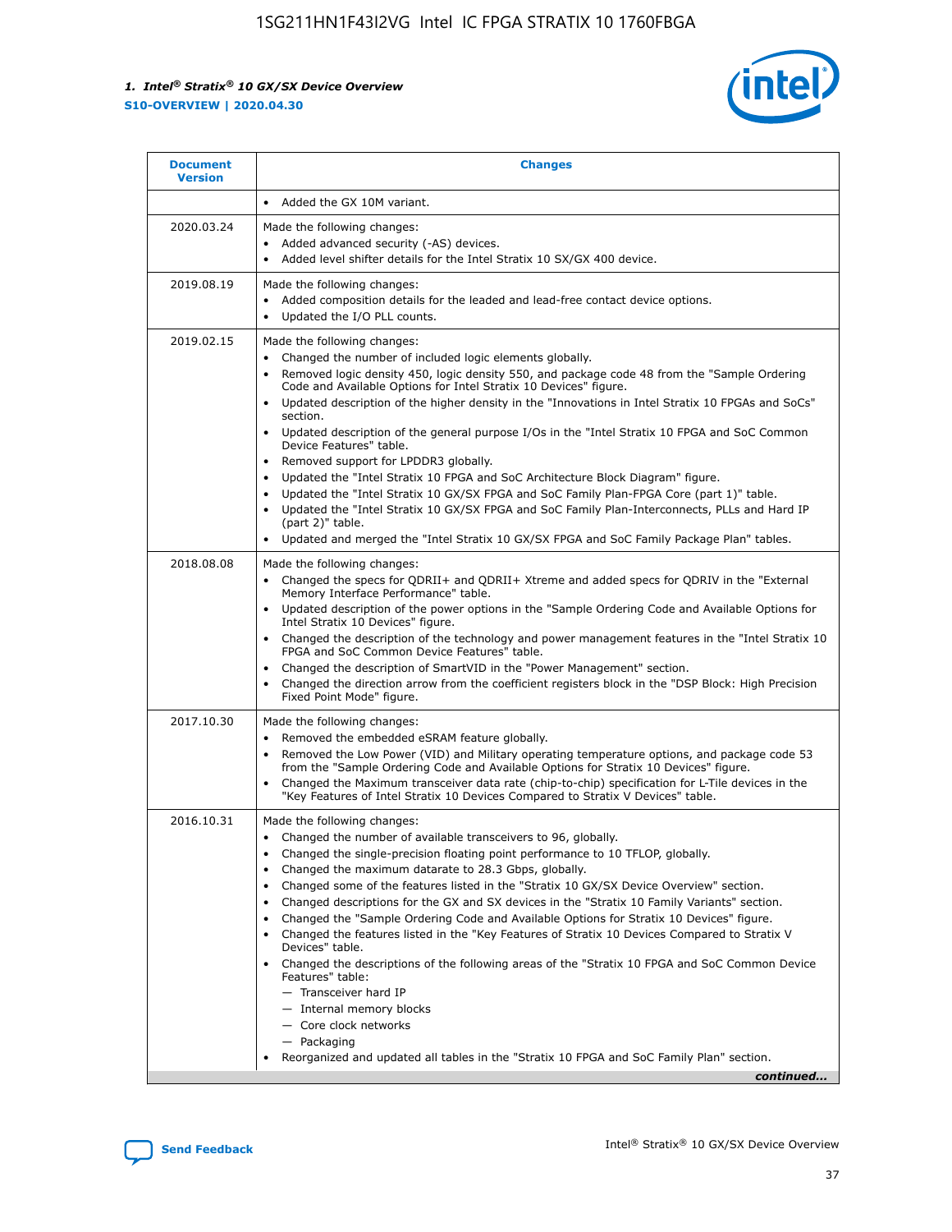| Document Version | Changes |
|---|---|
| | • Added the GX 10M variant. |
| 2020.03.24 | Made the following changes:<br>• Added advanced security (-AS) devices.<br>• Added level shifter details for the Intel Stratix 10 SX/GX 400 device. |
| 2019.08.19 | Made the following changes:<br>• Added composition details for the leaded and lead-free contact device options.<br>• Updated the I/O PLL counts. |
| 2019.02.15 | Made the following changes:<br>• Changed the number of included logic elements globally.<br>• Removed logic density 450, logic density 550, and package code 48 from the "Sample Ordering Code and Available Options for Intel Stratix 10 Devices" figure.<br>• Updated description of the higher density in the "Innovations in Intel Stratix 10 FPGAs and SoCs" section.<br>• Updated description of the general purpose I/Os in the "Intel Stratix 10 FPGA and SoC Common Device Features" table.<br>• Removed support for LPDDR3 globally.<br>• Updated the "Intel Stratix 10 FPGA and SoC Architecture Block Diagram" figure.<br>• Updated the "Intel Stratix 10 GX/SX FPGA and SoC Family Plan-FPGA Core (part 1)" table.<br>• Updated the "Intel Stratix 10 GX/SX FPGA and SoC Family Plan-Interconnects, PLLs and Hard IP (part 2)" table.<br>• Updated and merged the "Intel Stratix 10 GX/SX FPGA and SoC Family Package Plan" tables. |
| 2018.08.08 | Made the following changes:<br>• Changed the specs for QDRII+ and QDRII+ Xtreme and added specs for QDRIV in the "External Memory Interface Performance" table.<br>• Updated description of the power options in the "Sample Ordering Code and Available Options for Intel Stratix 10 Devices" figure.<br>• Changed the description of the technology and power management features in the "Intel Stratix 10 FPGA and SoC Common Device Features" table.<br>• Changed the description of SmartVID in the "Power Management" section.<br>• Changed the direction arrow from the coefficient registers block in the "DSP Block: High Precision Fixed Point Mode" figure. |
| 2017.10.30 | Made the following changes:<br>• Removed the embedded eSRAM feature globally.<br>• Removed the Low Power (VID) and Military operating temperature options, and package code 53 from the "Sample Ordering Code and Available Options for Stratix 10 Devices" figure.<br>• Changed the Maximum transceiver data rate (chip-to-chip) specification for L-Tile devices in the "Key Features of Intel Stratix 10 Devices Compared to Stratix V Devices" table. |
| 2016.10.31 | Made the following changes:<br>• Changed the number of available transceivers to 96, globally.<br>• Changed the single-precision floating point performance to 10 TFLOP, globally.<br>• Changed the maximum datarate to 28.3 Gbps, globally.<br>• Changed some of the features listed in the "Stratix 10 GX/SX Device Overview" section.<br>• Changed descriptions for the GX and SX devices in the "Stratix 10 Family Variants" section.<br>• Changed the "Sample Ordering Code and Available Options for Stratix 10 Devices" figure.<br>• Changed the features listed in the "Key Features of Stratix 10 Devices Compared to Stratix V Devices" table.<br>• Changed the descriptions of the following areas of the "Stratix 10 FPGA and SoC Common Device Features" table:<br>— Transceiver hard IP<br>— Internal memory blocks<br>— Core clock networks<br>— Packaging<br>• Reorganized and updated all tables in the "Stratix 10 FPGA and SoC Family Plan" section. |

*continued...*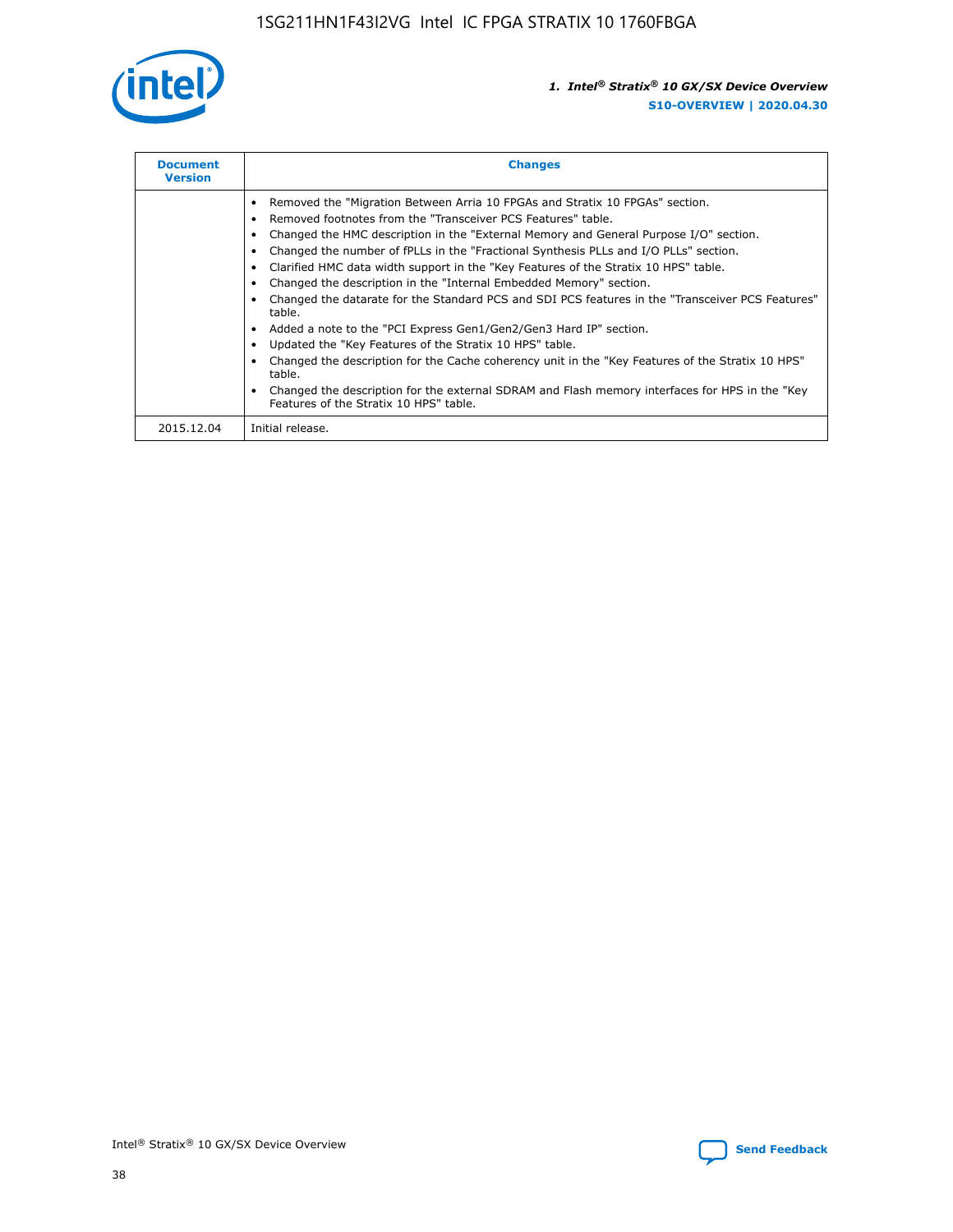| Document Version | Changes |
| --- | --- |
| | • Removed the "Migration Between Arria 10 FPGAs and Stratix 10 FPGAs" section.<br>• Removed footnotes from the "Transceiver PCS Features" table.<br>• Changed the HMC description in the "External Memory and General Purpose I/O" section.<br>• Changed the number of fPLLs in the "Fractional Synthesis PLLs and I/O PLLs" section.<br>• Clarified HMC data width support in the "Key Features of the Stratix 10 HPS" table.<br>• Changed the description in the "Internal Embedded Memory" section.<br>• Changed the datarate for the Standard PCS and SDI PCS features in the "Transceiver PCS Features" table.<br>• Added a note to the "PCI Express Gen1/Gen2/Gen3 Hard IP" section.<br>• Updated the "Key Features of the Stratix 10 HPS" table.<br>• Changed the description for the Cache coherency unit in the "Key Features of the Stratix 10 HPS" table.<br>• Changed the description for the external SDRAM and Flash memory interfaces for HPS in the "Key Features of the Stratix 10 HPS" table. |
| 2015.12.04 | Initial release. |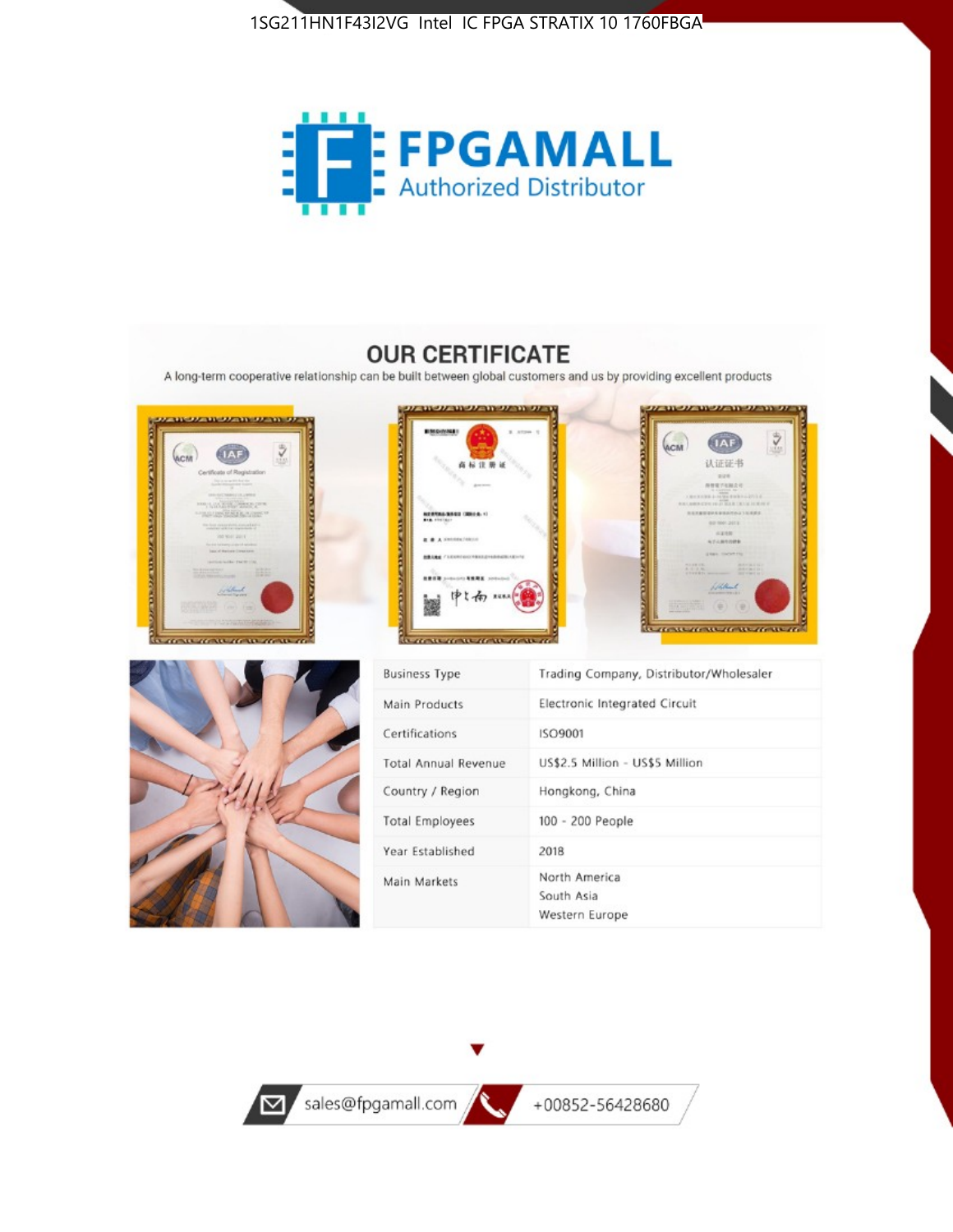# FPGAMALL

Authorized Distributor

## OUR CERTIFICATE

A long-term cooperative relationship can be built between global customers and us by providing excellent products

| | |
|---|---|
| Business Type | Trading Company, Distributor/Wholesaler |
| Main Products | Electronic Integrated Circuit |
| Certifications | ISO9001 |
| Total Annual Revenue | US$2.5 Million - US$5 Million |
| Country / Region | Hongkong, China |
| Total Employees | 100 - 200 People |
| Year Established | 2018 |
| Main Markets | North America<br>South Asia<br>Western Europe |

sales@fpgamall.com

+00852-56428680